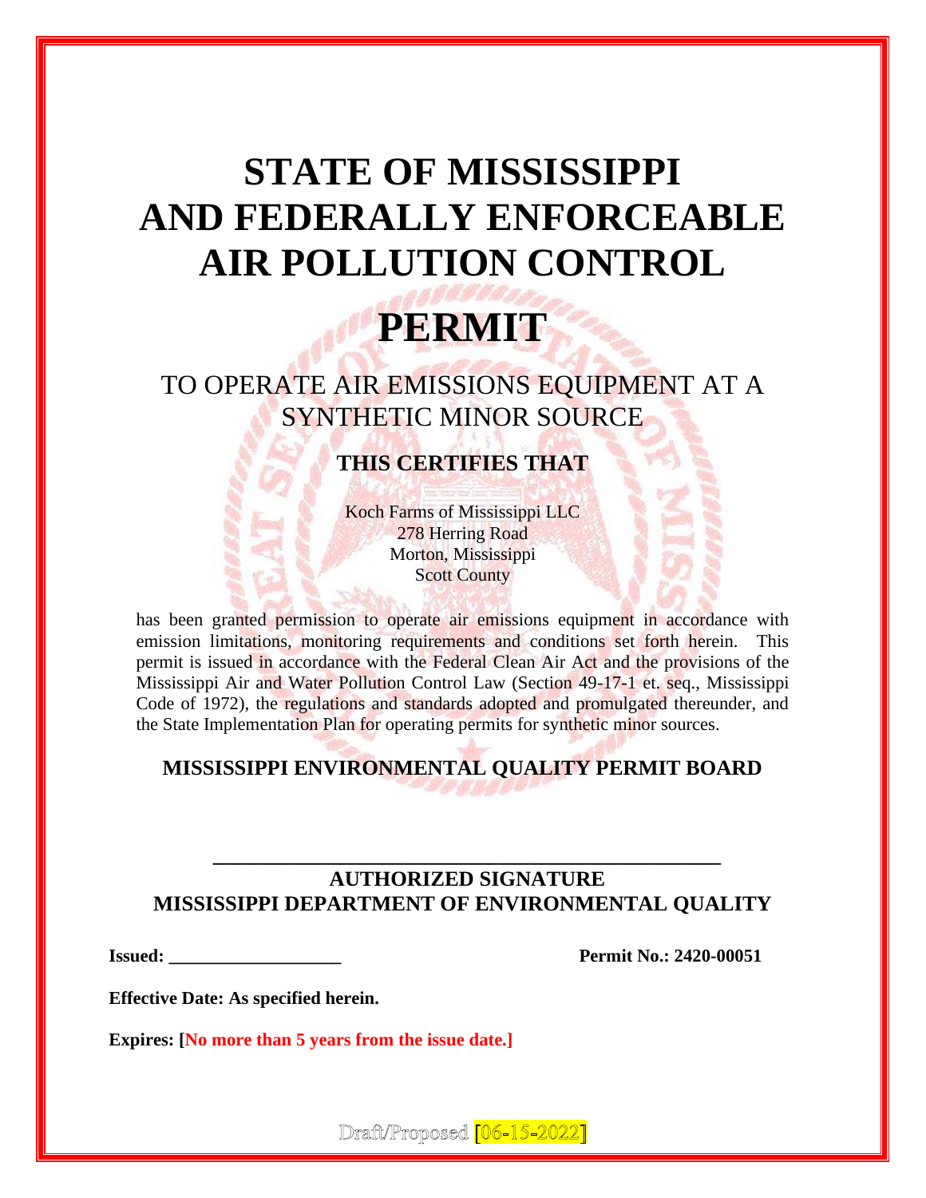# STATE OF MISSISSIPPI AND FEDERALLY ENFORCEABLE AIR POLLUTION CONTROL

# PERMIT

## TO OPERATE AIR EMISSIONS EQUIPMENT AT A SYNTHETIC MINOR SOURCE

### THIS CERTIFIES THAT

Koch Farms of Mississippi LLC
278 Herring Road
Morton, Mississippi
Scott County

has been granted permission to operate air emissions equipment in accordance with emission limitations, monitoring requirements and conditions set forth herein. This permit is issued in accordance with the Federal Clean Air Act and the provisions of the Mississippi Air and Water Pollution Control Law (Section 49-17-1 et. seq., Mississippi Code of 1972), the regulations and standards adopted and promulgated thereunder, and the State Implementation Plan for operating permits for synthetic minor sources.

**MISSISSIPPI ENVIRONMENTAL QUALITY PERMIT BOARD**

_______________________________________________

**AUTHORIZED SIGNATURE**
**MISSISSIPPI DEPARTMENT OF ENVIRONMENTAL QUALITY**

**Issued: ___________________** **Permit No.: 2420-00051**

**Effective Date: As specified herein.**

**Expires: [No more than 5 years from the issue date.]**

Draft/Proposed [06-15-2022]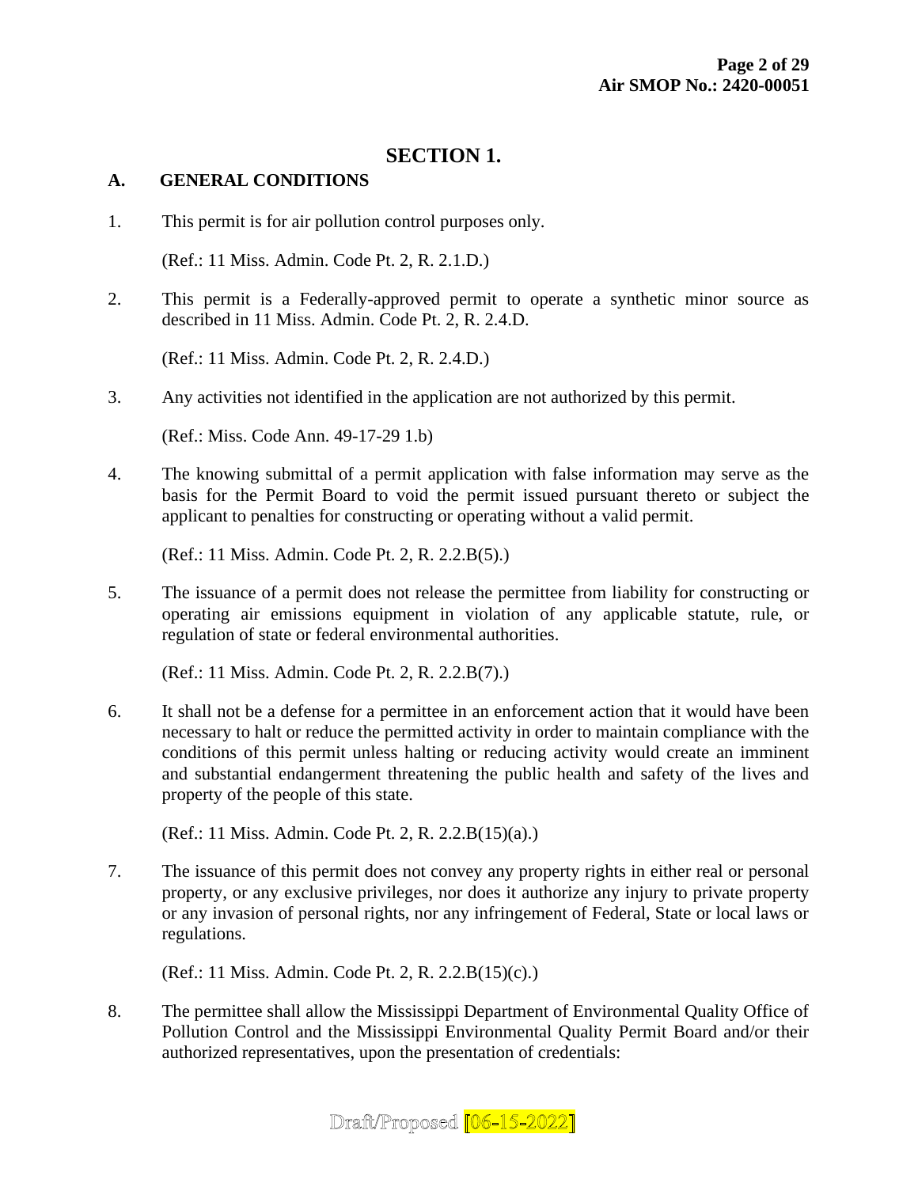# SECTION 1.

## A. GENERAL CONDITIONS

1. This permit is for air pollution control purposes only.

   (Ref.: 11 Miss. Admin. Code Pt. 2, R. 2.1.D.)

2. This permit is a Federally-approved permit to operate a synthetic minor source as described in 11 Miss. Admin. Code Pt. 2, R. 2.4.D.

   (Ref.: 11 Miss. Admin. Code Pt. 2, R. 2.4.D.)

3. Any activities not identified in the application are not authorized by this permit.

   (Ref.: Miss. Code Ann. 49-17-29 1.b)

4. The knowing submittal of a permit application with false information may serve as the basis for the Permit Board to void the permit issued pursuant thereto or subject the applicant to penalties for constructing or operating without a valid permit.

   (Ref.: 11 Miss. Admin. Code Pt. 2, R. 2.2.B(5).)

5. The issuance of a permit does not release the permittee from liability for constructing or operating air emissions equipment in violation of any applicable statute, rule, or regulation of state or federal environmental authorities.

   (Ref.: 11 Miss. Admin. Code Pt. 2, R. 2.2.B(7).)

6. It shall not be a defense for a permittee in an enforcement action that it would have been necessary to halt or reduce the permitted activity in order to maintain compliance with the conditions of this permit unless halting or reducing activity would create an imminent and substantial endangerment threatening the public health and safety of the lives and property of the people of this state.

   (Ref.: 11 Miss. Admin. Code Pt. 2, R. 2.2.B(15)(a).)

7. The issuance of this permit does not convey any property rights in either real or personal property, or any exclusive privileges, nor does it authorize any injury to private property or any invasion of personal rights, nor any infringement of Federal, State or local laws or regulations.

   (Ref.: 11 Miss. Admin. Code Pt. 2, R. 2.2.B(15)(c).)

8. The permittee shall allow the Mississippi Department of Environmental Quality Office of Pollution Control and the Mississippi Environmental Quality Permit Board and/or their authorized representatives, upon the presentation of credentials: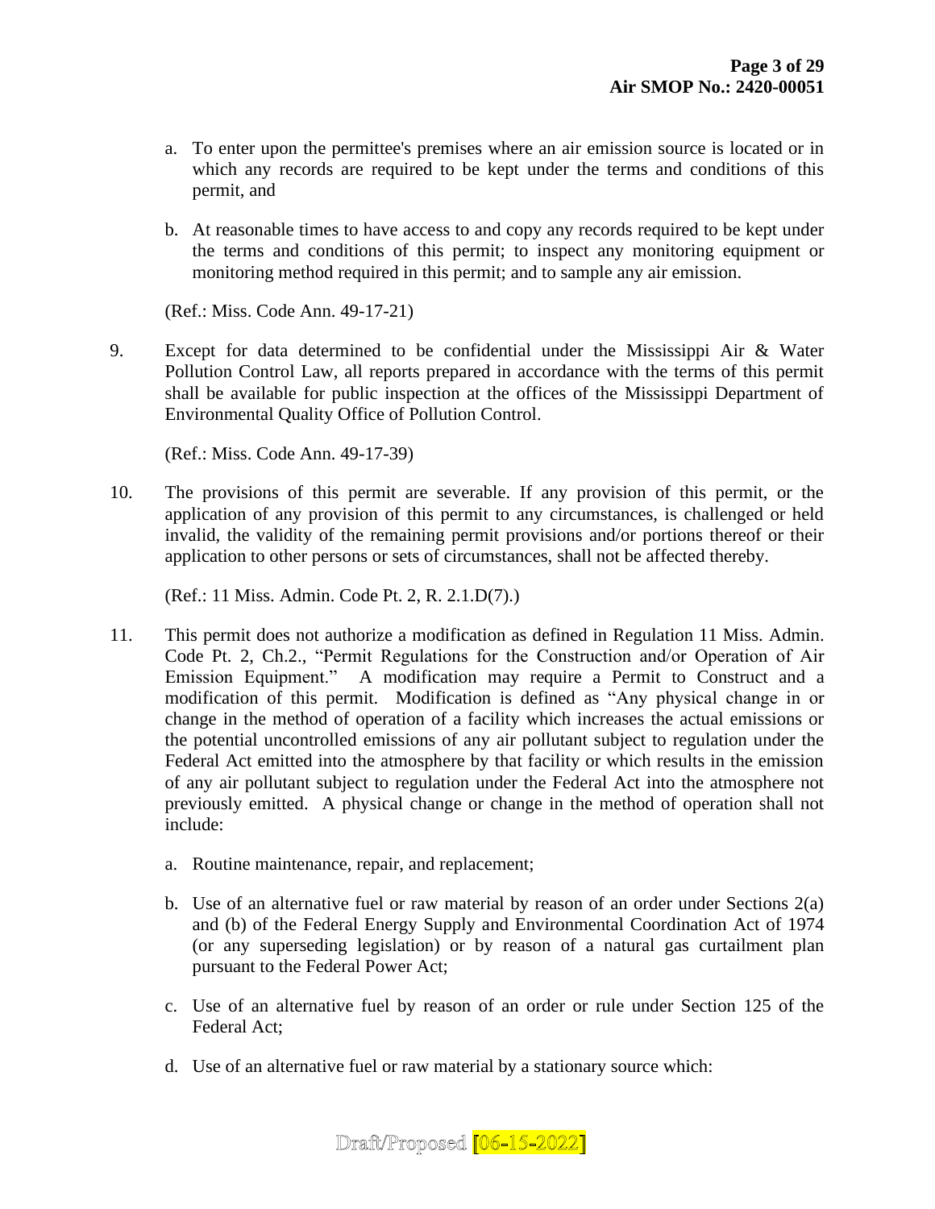a. To enter upon the permittee's premises where an air emission source is located or in which any records are required to be kept under the terms and conditions of this permit, and

b. At reasonable times to have access to and copy any records required to be kept under the terms and conditions of this permit; to inspect any monitoring equipment or monitoring method required in this permit; and to sample any air emission.

(Ref.: Miss. Code Ann. 49-17-21)

9. Except for data determined to be confidential under the Mississippi Air & Water Pollution Control Law, all reports prepared in accordance with the terms of this permit shall be available for public inspection at the offices of the Mississippi Department of Environmental Quality Office of Pollution Control.

   (Ref.: Miss. Code Ann. 49-17-39)

10. The provisions of this permit are severable. If any provision of this permit, or the application of any provision of this permit to any circumstances, is challenged or held invalid, the validity of the remaining permit provisions and/or portions thereof or their application to other persons or sets of circumstances, shall not be affected thereby.

    (Ref.: 11 Miss. Admin. Code Pt. 2, R. 2.1.D(7).)

11. This permit does not authorize a modification as defined in Regulation 11 Miss. Admin. Code Pt. 2, Ch.2., "Permit Regulations for the Construction and/or Operation of Air Emission Equipment." A modification may require a Permit to Construct and a modification of this permit. Modification is defined as "Any physical change in or change in the method of operation of a facility which increases the actual emissions or the potential uncontrolled emissions of any air pollutant subject to regulation under the Federal Act emitted into the atmosphere by that facility or which results in the emission of any air pollutant subject to regulation under the Federal Act into the atmosphere not previously emitted. A physical change or change in the method of operation shall not include:

    a. Routine maintenance, repair, and replacement;

    b. Use of an alternative fuel or raw material by reason of an order under Sections 2(a) and (b) of the Federal Energy Supply and Environmental Coordination Act of 1974 (or any superseding legislation) or by reason of a natural gas curtailment plan pursuant to the Federal Power Act;

    c. Use of an alternative fuel by reason of an order or rule under Section 125 of the Federal Act;

    d. Use of an alternative fuel or raw material by a stationary source which: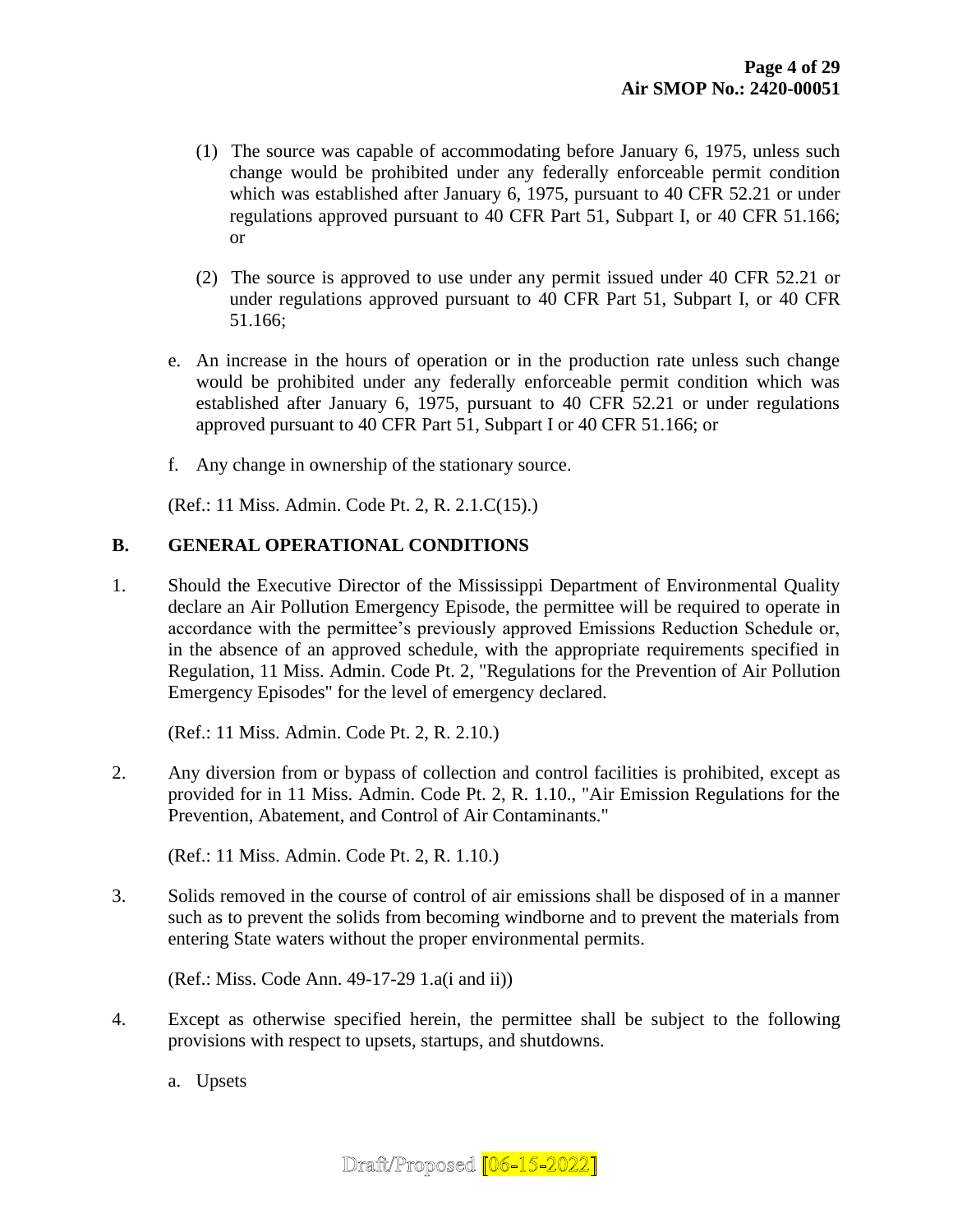(1) The source was capable of accommodating before January 6, 1975, unless such change would be prohibited under any federally enforceable permit condition which was established after January 6, 1975, pursuant to 40 CFR 52.21 or under regulations approved pursuant to 40 CFR Part 51, Subpart I, or 40 CFR 51.166; or

(2) The source is approved to use under any permit issued under 40 CFR 52.21 or under regulations approved pursuant to 40 CFR Part 51, Subpart I, or 40 CFR 51.166;

e. An increase in the hours of operation or in the production rate unless such change would be prohibited under any federally enforceable permit condition which was established after January 6, 1975, pursuant to 40 CFR 52.21 or under regulations approved pursuant to 40 CFR Part 51, Subpart I or 40 CFR 51.166; or

f. Any change in ownership of the stationary source.

(Ref.: 11 Miss. Admin. Code Pt. 2, R. 2.1.C(15).)

## B. GENERAL OPERATIONAL CONDITIONS

1. Should the Executive Director of the Mississippi Department of Environmental Quality declare an Air Pollution Emergency Episode, the permittee will be required to operate in accordance with the permittee's previously approved Emissions Reduction Schedule or, in the absence of an approved schedule, with the appropriate requirements specified in Regulation, 11 Miss. Admin. Code Pt. 2, "Regulations for the Prevention of Air Pollution Emergency Episodes" for the level of emergency declared.

   (Ref.: 11 Miss. Admin. Code Pt. 2, R. 2.10.)

2. Any diversion from or bypass of collection and control facilities is prohibited, except as provided for in 11 Miss. Admin. Code Pt. 2, R. 1.10., "Air Emission Regulations for the Prevention, Abatement, and Control of Air Contaminants."

   (Ref.: 11 Miss. Admin. Code Pt. 2, R. 1.10.)

3. Solids removed in the course of control of air emissions shall be disposed of in a manner such as to prevent the solids from becoming windborne and to prevent the materials from entering State waters without the proper environmental permits.

   (Ref.: Miss. Code Ann. 49-17-29 1.a(i and ii))

4. Except as otherwise specified herein, the permittee shall be subject to the following provisions with respect to upsets, startups, and shutdowns.

   a. Upsets

Draft/Proposed [06-15-2022]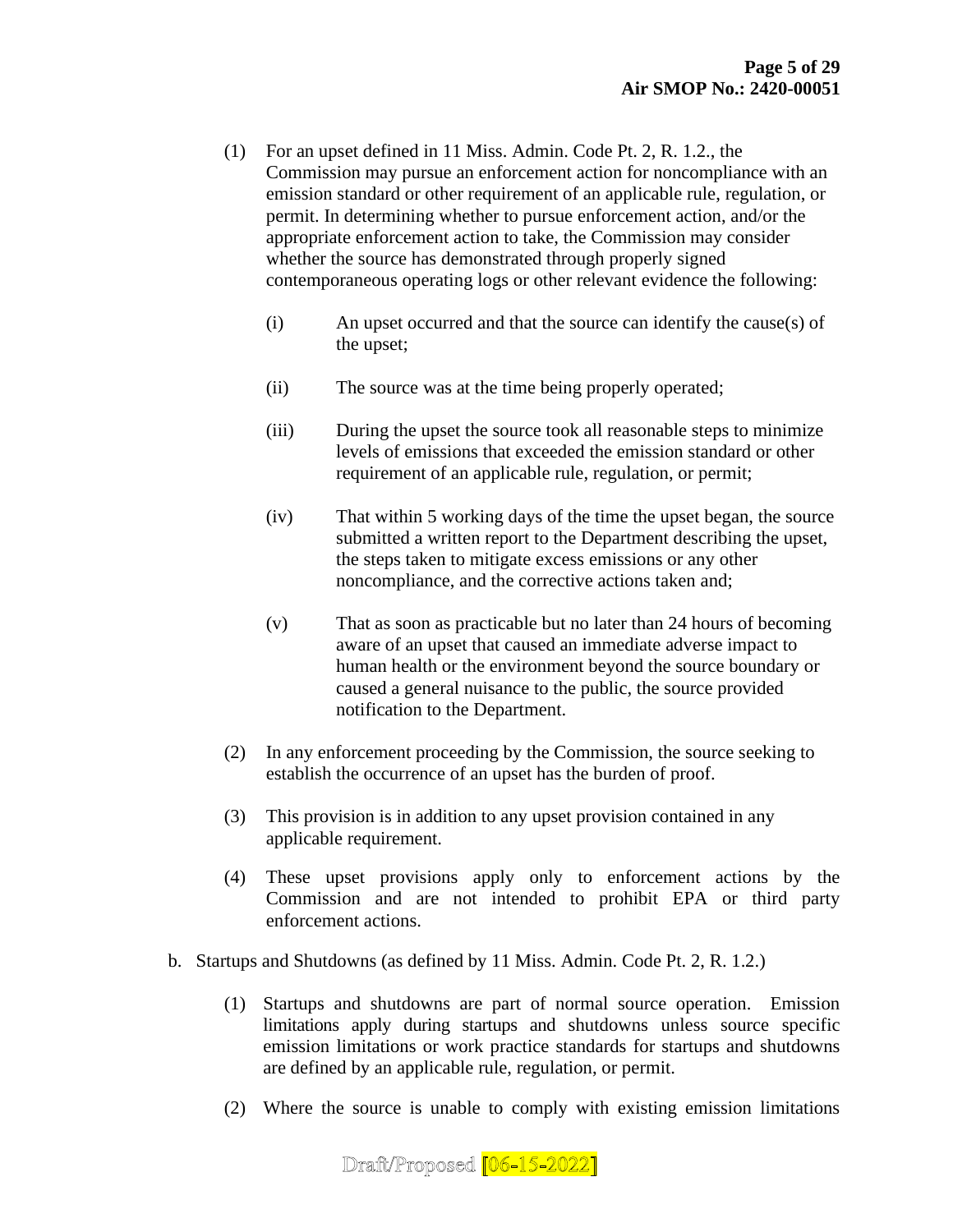(1) For an upset defined in 11 Miss. Admin. Code Pt. 2, R. 1.2., the Commission may pursue an enforcement action for noncompliance with an emission standard or other requirement of an applicable rule, regulation, or permit. In determining whether to pursue enforcement action, and/or the appropriate enforcement action to take, the Commission may consider whether the source has demonstrated through properly signed contemporaneous operating logs or other relevant evidence the following:

(i) An upset occurred and that the source can identify the cause(s) of the upset;

(ii) The source was at the time being properly operated;

(iii) During the upset the source took all reasonable steps to minimize levels of emissions that exceeded the emission standard or other requirement of an applicable rule, regulation, or permit;

(iv) That within 5 working days of the time the upset began, the source submitted a written report to the Department describing the upset, the steps taken to mitigate excess emissions or any other noncompliance, and the corrective actions taken and;

(v) That as soon as practicable but no later than 24 hours of becoming aware of an upset that caused an immediate adverse impact to human health or the environment beyond the source boundary or caused a general nuisance to the public, the source provided notification to the Department.

(2) In any enforcement proceeding by the Commission, the source seeking to establish the occurrence of an upset has the burden of proof.

(3) This provision is in addition to any upset provision contained in any applicable requirement.

(4) These upset provisions apply only to enforcement actions by the Commission and are not intended to prohibit EPA or third party enforcement actions.

b. Startups and Shutdowns (as defined by 11 Miss. Admin. Code Pt. 2, R. 1.2.)

(1) Startups and shutdowns are part of normal source operation. Emission limitations apply during startups and shutdowns unless source specific emission limitations or work practice standards for startups and shutdowns are defined by an applicable rule, regulation, or permit.

(2) Where the source is unable to comply with existing emission limitations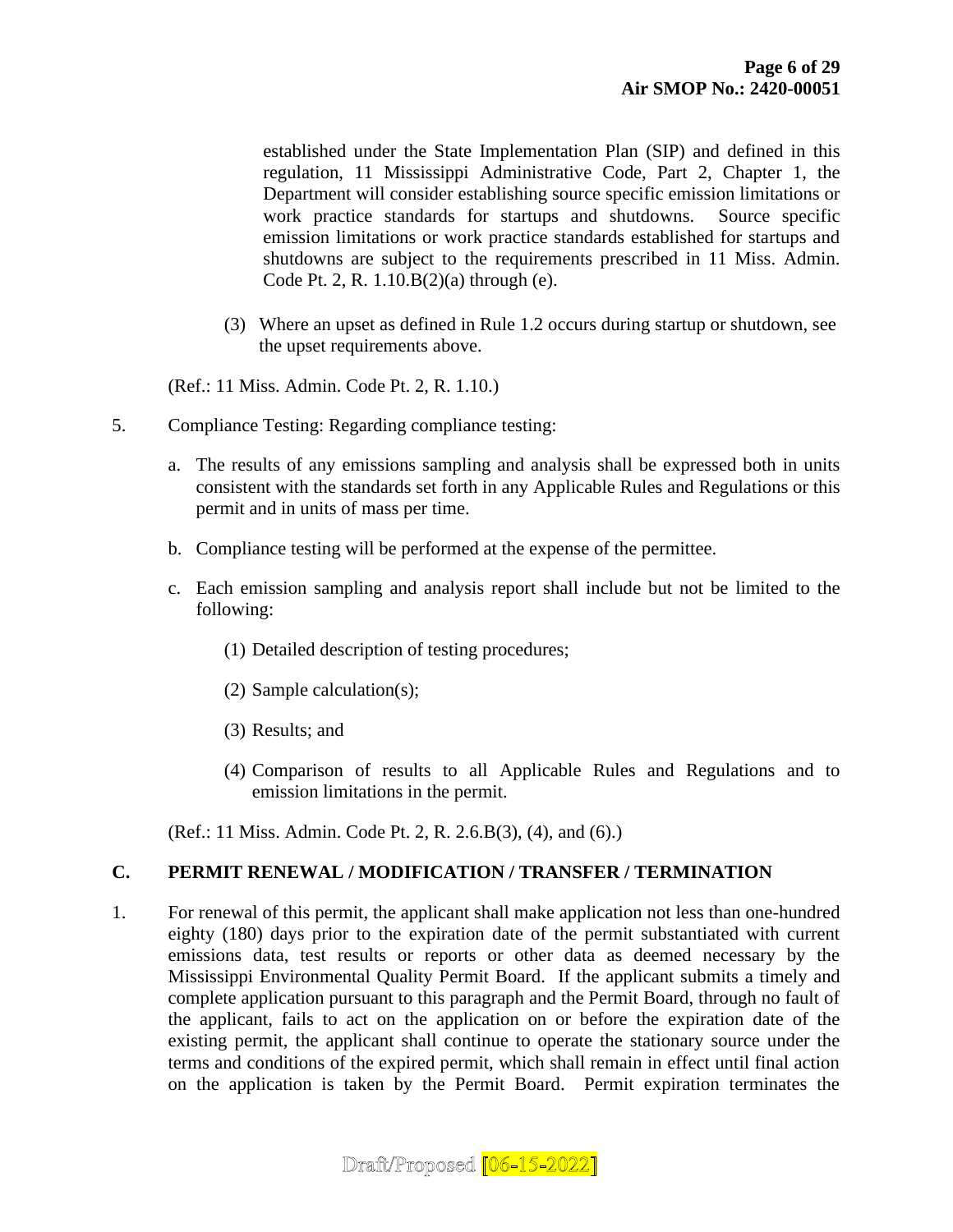established under the State Implementation Plan (SIP) and defined in this regulation, 11 Mississippi Administrative Code, Part 2, Chapter 1, the Department will consider establishing source specific emission limitations or work practice standards for startups and shutdowns. Source specific emission limitations or work practice standards established for startups and shutdowns are subject to the requirements prescribed in 11 Miss. Admin. Code Pt. 2, R. 1.10.B(2)(a) through (e).

(3) Where an upset as defined in Rule 1.2 occurs during startup or shutdown, see the upset requirements above.

(Ref.: 11 Miss. Admin. Code Pt. 2, R. 1.10.)

5. Compliance Testing: Regarding compliance testing:

   a. The results of any emissions sampling and analysis shall be expressed both in units consistent with the standards set forth in any Applicable Rules and Regulations or this permit and in units of mass per time.

   b. Compliance testing will be performed at the expense of the permittee.

   c. Each emission sampling and analysis report shall include but not be limited to the following:

      (1) Detailed description of testing procedures;

      (2) Sample calculation(s);

      (3) Results; and

      (4) Comparison of results to all Applicable Rules and Regulations and to emission limitations in the permit.

   (Ref.: 11 Miss. Admin. Code Pt. 2, R. 2.6.B(3), (4), and (6).)

## C. PERMIT RENEWAL / MODIFICATION / TRANSFER / TERMINATION

1. For renewal of this permit, the applicant shall make application not less than one-hundred eighty (180) days prior to the expiration date of the permit substantiated with current emissions data, test results or reports or other data as deemed necessary by the Mississippi Environmental Quality Permit Board. If the applicant submits a timely and complete application pursuant to this paragraph and the Permit Board, through no fault of the applicant, fails to act on the application on or before the expiration date of the existing permit, the applicant shall continue to operate the stationary source under the terms and conditions of the expired permit, which shall remain in effect until final action on the application is taken by the Permit Board. Permit expiration terminates the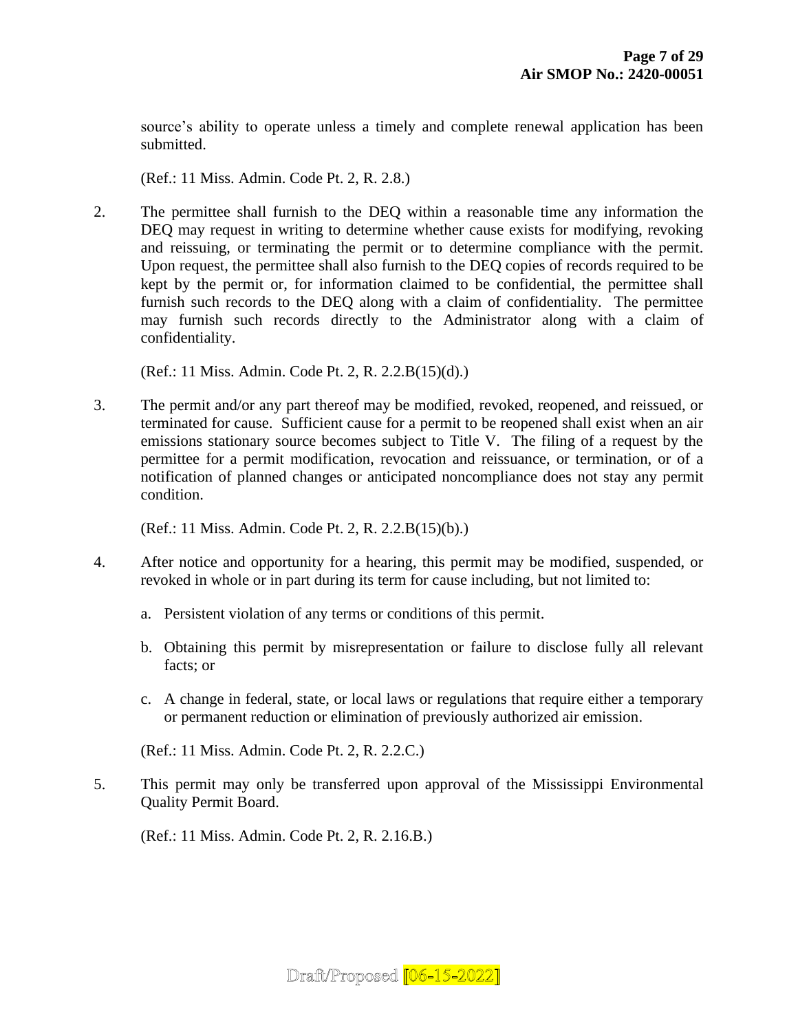source's ability to operate unless a timely and complete renewal application has been submitted.

(Ref.: 11 Miss. Admin. Code Pt. 2, R. 2.8.)

2. The permittee shall furnish to the DEQ within a reasonable time any information the DEQ may request in writing to determine whether cause exists for modifying, revoking and reissuing, or terminating the permit or to determine compliance with the permit. Upon request, the permittee shall also furnish to the DEQ copies of records required to be kept by the permit or, for information claimed to be confidential, the permittee shall furnish such records to the DEQ along with a claim of confidentiality. The permittee may furnish such records directly to the Administrator along with a claim of confidentiality.

   (Ref.: 11 Miss. Admin. Code Pt. 2, R. 2.2.B(15)(d).)

3. The permit and/or any part thereof may be modified, revoked, reopened, and reissued, or terminated for cause. Sufficient cause for a permit to be reopened shall exist when an air emissions stationary source becomes subject to Title V. The filing of a request by the permittee for a permit modification, revocation and reissuance, or termination, or of a notification of planned changes or anticipated noncompliance does not stay any permit condition.

   (Ref.: 11 Miss. Admin. Code Pt. 2, R. 2.2.B(15)(b).)

4. After notice and opportunity for a hearing, this permit may be modified, suspended, or revoked in whole or in part during its term for cause including, but not limited to:

   a. Persistent violation of any terms or conditions of this permit.

   b. Obtaining this permit by misrepresentation or failure to disclose fully all relevant facts; or

   c. A change in federal, state, or local laws or regulations that require either a temporary or permanent reduction or elimination of previously authorized air emission.

   (Ref.: 11 Miss. Admin. Code Pt. 2, R. 2.2.C.)

5. This permit may only be transferred upon approval of the Mississippi Environmental Quality Permit Board.

   (Ref.: 11 Miss. Admin. Code Pt. 2, R. 2.16.B.)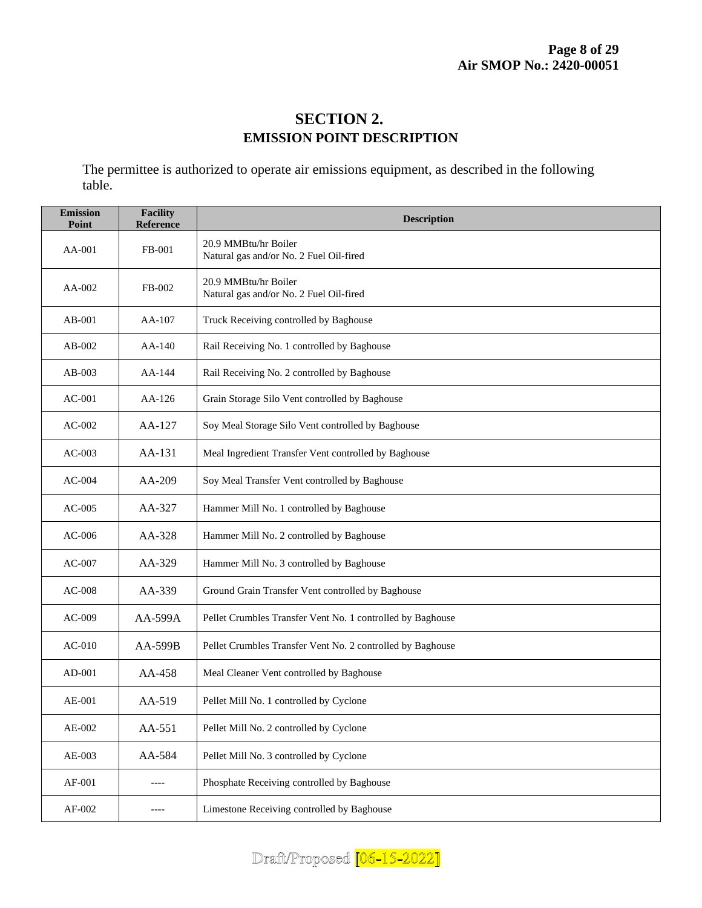# SECTION 2.
## EMISSION POINT DESCRIPTION

The permittee is authorized to operate air emissions equipment, as described in the following table.

| Emission Point | Facility Reference | Description |
|---|---|---|
| AA-001 | FB-001 | 20.9 MMBtu/hr Boiler<br>Natural gas and/or No. 2 Fuel Oil-fired |
| AA-002 | FB-002 | 20.9 MMBtu/hr Boiler<br>Natural gas and/or No. 2 Fuel Oil-fired |
| AB-001 | AA-107 | Truck Receiving controlled by Baghouse |
| AB-002 | AA-140 | Rail Receiving No. 1 controlled by Baghouse |
| AB-003 | AA-144 | Rail Receiving No. 2 controlled by Baghouse |
| AC-001 | AA-126 | Grain Storage Silo Vent controlled by Baghouse |
| AC-002 | AA-127 | Soy Meal Storage Silo Vent controlled by Baghouse |
| AC-003 | AA-131 | Meal Ingredient Transfer Vent controlled by Baghouse |
| AC-004 | AA-209 | Soy Meal Transfer Vent controlled by Baghouse |
| AC-005 | AA-327 | Hammer Mill No. 1 controlled by Baghouse |
| AC-006 | AA-328 | Hammer Mill No. 2 controlled by Baghouse |
| AC-007 | AA-329 | Hammer Mill No. 3 controlled by Baghouse |
| AC-008 | AA-339 | Ground Grain Transfer Vent controlled by Baghouse |
| AC-009 | AA-599A | Pellet Crumbles Transfer Vent No. 1 controlled by Baghouse |
| AC-010 | AA-599B | Pellet Crumbles Transfer Vent No. 2 controlled by Baghouse |
| AD-001 | AA-458 | Meal Cleaner Vent controlled by Baghouse |
| AE-001 | AA-519 | Pellet Mill No. 1 controlled by Cyclone |
| AE-002 | AA-551 | Pellet Mill No. 2 controlled by Cyclone |
| AE-003 | AA-584 | Pellet Mill No. 3 controlled by Cyclone |
| AF-001 | ---- | Phosphate Receiving controlled by Baghouse |
| AF-002 | ---- | Limestone Receiving controlled by Baghouse |

Draft/Proposed [06-15-2022]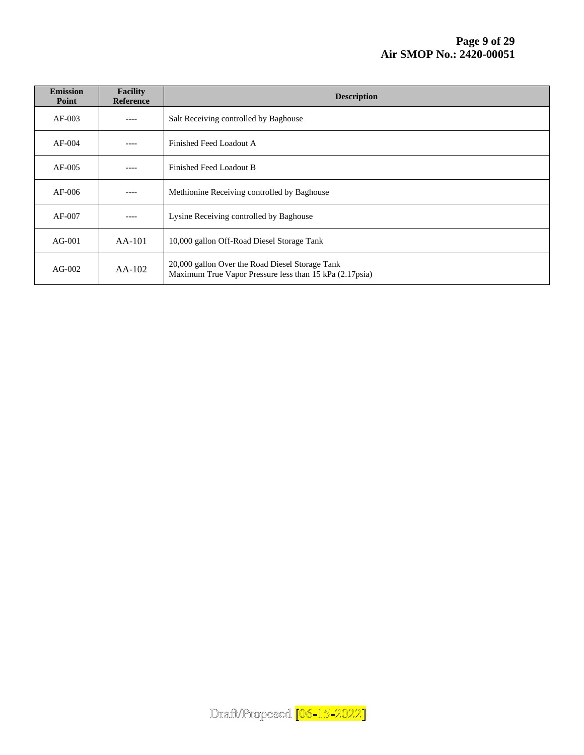| Emission Point | Facility Reference | Description |
| --- | --- | --- |
| AF-003 | ---- | Salt Receiving controlled by Baghouse |
| AF-004 | ---- | Finished Feed Loadout A |
| AF-005 | ---- | Finished Feed Loadout B |
| AF-006 | ---- | Methionine Receiving controlled by Baghouse |
| AF-007 | ---- | Lysine Receiving controlled by Baghouse |
| AG-001 | AA-101 | 10,000 gallon Off-Road Diesel Storage Tank |
| AG-002 | AA-102 | 20,000 gallon Over the Road Diesel Storage Tank<br>Maximum True Vapor Pressure less than 15 kPa (2.17psia) |

Draft/Proposed [06-15-2022]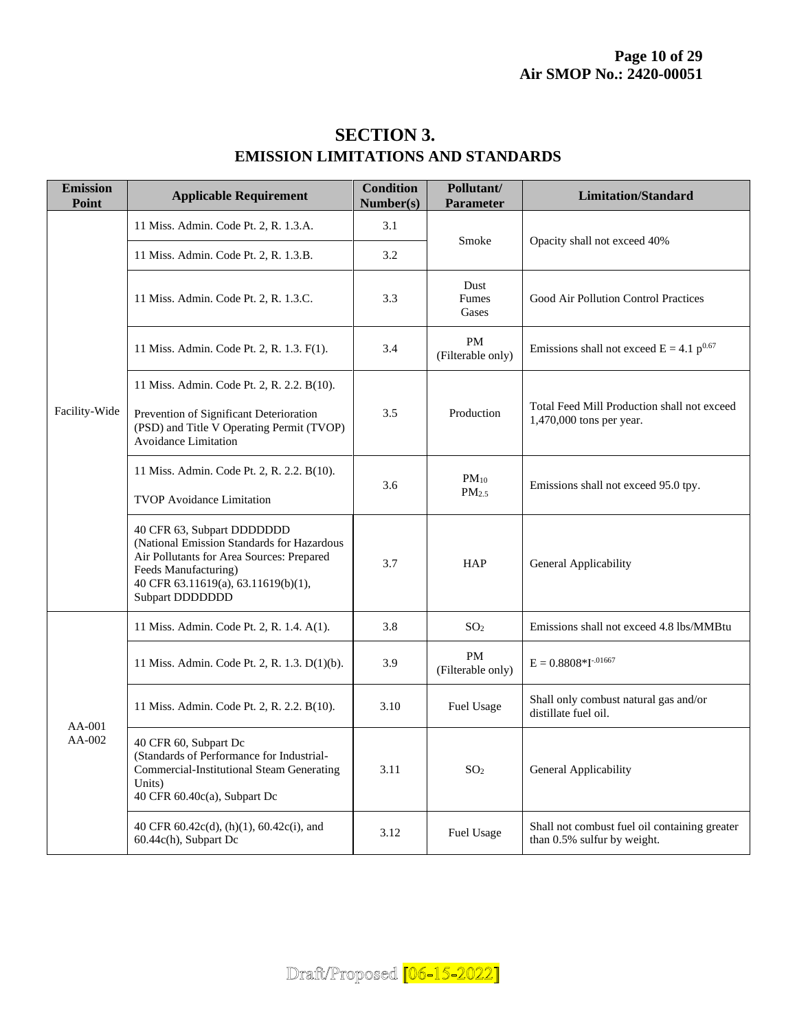# SECTION 3.
## EMISSION LIMITATIONS AND STANDARDS

| Emission Point | Applicable Requirement | Condition Number(s) | Pollutant/ Parameter | Limitation/Standard |
|---|---|---|---|---|
| Facility-Wide | 11 Miss. Admin. Code Pt. 2, R. 1.3.A. | 3.1 | Smoke | Opacity shall not exceed 40% |
| | 11 Miss. Admin. Code Pt. 2, R. 1.3.B. | 3.2 | | |
| | 11 Miss. Admin. Code Pt. 2, R. 1.3.C. | 3.3 | Dust Fumes Gases | Good Air Pollution Control Practices |
| | 11 Miss. Admin. Code Pt. 2, R. 1.3. F(1). | 3.4 | PM (Filterable only) | Emissions shall not exceed $E = 4.1\ p^{0.67}$ |
| | 11 Miss. Admin. Code Pt. 2, R. 2.2. B(10). Prevention of Significant Deterioration (PSD) and Title V Operating Permit (TVOP) Avoidance Limitation | 3.5 | Production | Total Feed Mill Production shall not exceed 1,470,000 tons per year. |
| | 11 Miss. Admin. Code Pt. 2, R. 2.2. B(10). TVOP Avoidance Limitation | 3.6 | $PM_{10}$ $PM_{2.5}$ | Emissions shall not exceed 95.0 tpy. |
| | 40 CFR 63, Subpart DDDDDDD (National Emission Standards for Hazardous Air Pollutants for Area Sources: Prepared Feeds Manufacturing) 40 CFR 63.11619(a), 63.11619(b)(1), Subpart DDDDDDD | 3.7 | HAP | General Applicability |
| AA-001 AA-002 | 11 Miss. Admin. Code Pt. 2, R. 1.4. A(1). | 3.8 | $SO_2$ | Emissions shall not exceed 4.8 lbs/MMBtu |
| | 11 Miss. Admin. Code Pt. 2, R. 1.3. D(1)(b). | 3.9 | PM (Filterable only) | $E = 0.8808 * I^{-.01667}$ |
| | 11 Miss. Admin. Code Pt. 2, R. 2.2. B(10). | 3.10 | Fuel Usage | Shall only combust natural gas and/or distillate fuel oil. |
| | 40 CFR 60, Subpart Dc (Standards of Performance for Industrial-Commercial-Institutional Steam Generating Units) 40 CFR 60.40c(a), Subpart Dc | 3.11 | $SO_2$ | General Applicability |
| | 40 CFR 60.42c(d), (h)(1), 60.42c(i), and 60.44c(h), Subpart Dc | 3.12 | Fuel Usage | Shall not combust fuel oil containing greater than 0.5% sulfur by weight. |

Draft/Proposed [06-15-2022]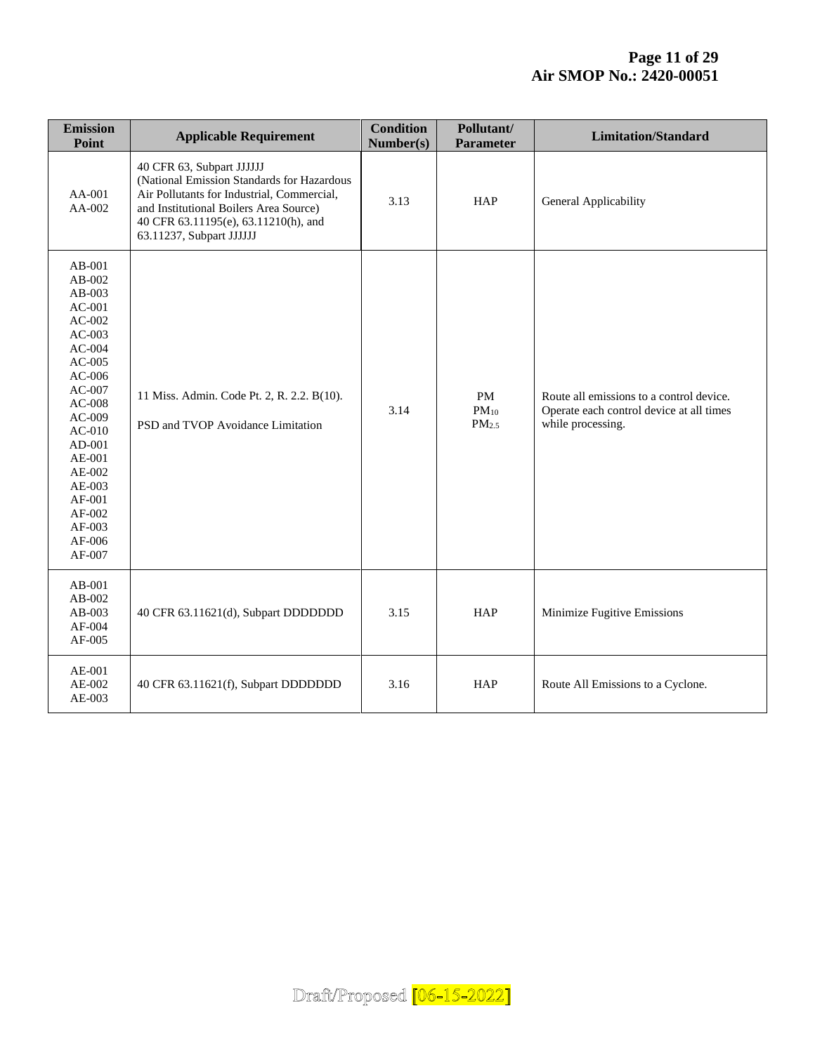| Emission Point | Applicable Requirement | Condition Number(s) | Pollutant/ Parameter | Limitation/Standard |
|---|---|---|---|---|
| AA-001<br>AA-002 | 40 CFR 63, Subpart JJJJJJ (National Emission Standards for Hazardous Air Pollutants for Industrial, Commercial, and Institutional Boilers Area Source) 40 CFR 63.11195(e), 63.11210(h), and 63.11237, Subpart JJJJJJ | 3.13 | HAP | General Applicability |
| AB-001<br>AB-002<br>AB-003<br>AC-001<br>AC-002<br>AC-003<br>AC-004<br>AC-005<br>AC-006<br>AC-007<br>AC-008<br>AC-009<br>AC-010<br>AD-001<br>AE-001<br>AE-002<br>AE-003<br>AF-001<br>AF-002<br>AF-003<br>AF-006<br>AF-007 | 11 Miss. Admin. Code Pt. 2, R. 2.2. B(10).<br><br>PSD and TVOP Avoidance Limitation | 3.14 | PM<br>$PM_{10}$<br>$PM_{2.5}$ | Route all emissions to a control device. Operate each control device at all times while processing. |
| AB-001<br>AB-002<br>AB-003<br>AF-004<br>AF-005 | 40 CFR 63.11621(d), Subpart DDDDDDD | 3.15 | HAP | Minimize Fugitive Emissions |
| AE-001<br>AE-002<br>AE-003 | 40 CFR 63.11621(f), Subpart DDDDDDD | 3.16 | HAP | Route All Emissions to a Cyclone. |

Draft/Proposed [06-15-2022]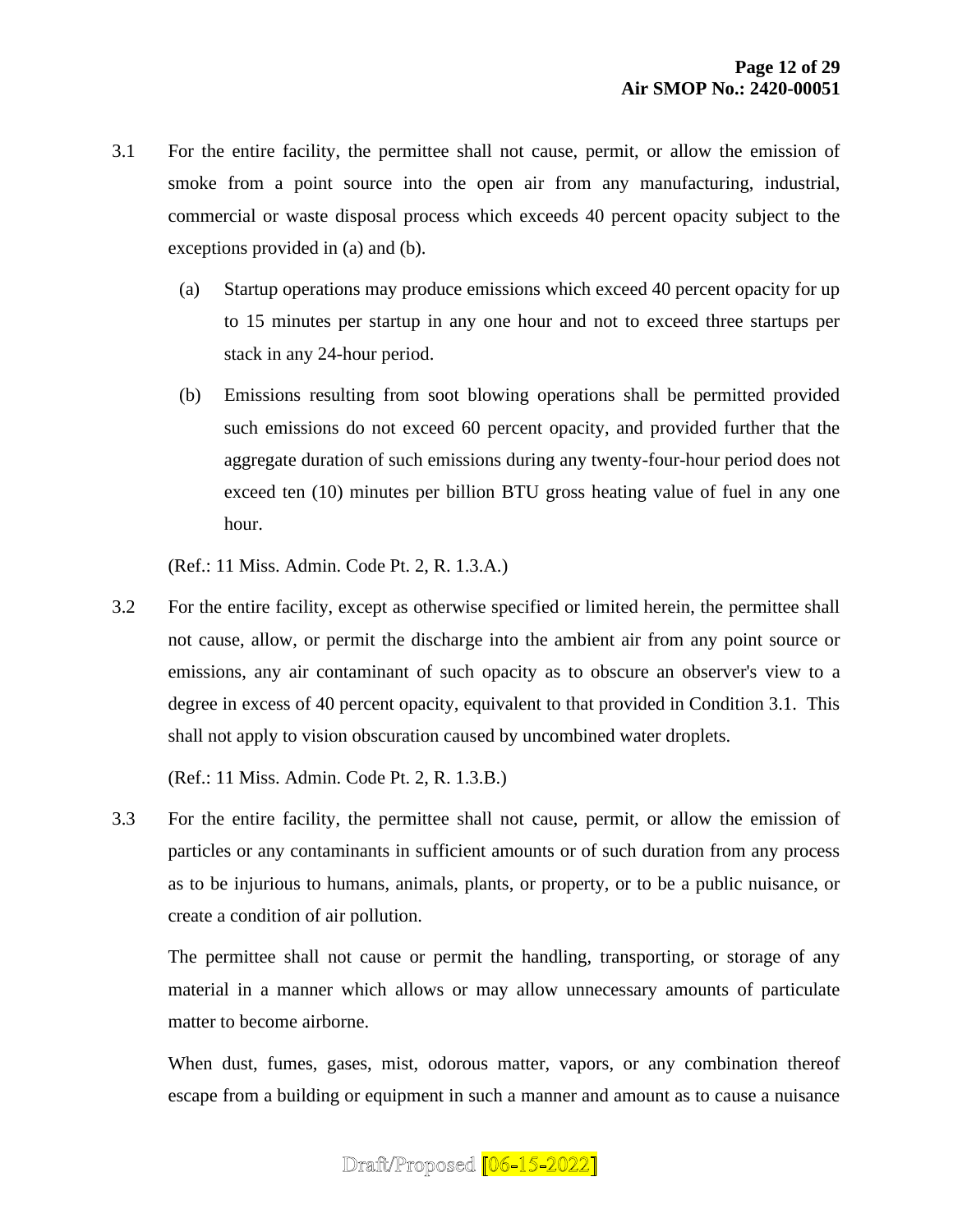3.1 For the entire facility, the permittee shall not cause, permit, or allow the emission of smoke from a point source into the open air from any manufacturing, industrial, commercial or waste disposal process which exceeds 40 percent opacity subject to the exceptions provided in (a) and (b).

   (a) Startup operations may produce emissions which exceed 40 percent opacity for up to 15 minutes per startup in any one hour and not to exceed three startups per stack in any 24-hour period.

   (b) Emissions resulting from soot blowing operations shall be permitted provided such emissions do not exceed 60 percent opacity, and provided further that the aggregate duration of such emissions during any twenty-four-hour period does not exceed ten (10) minutes per billion BTU gross heating value of fuel in any one hour.

   (Ref.: 11 Miss. Admin. Code Pt. 2, R. 1.3.A.)

3.2 For the entire facility, except as otherwise specified or limited herein, the permittee shall not cause, allow, or permit the discharge into the ambient air from any point source or emissions, any air contaminant of such opacity as to obscure an observer's view to a degree in excess of 40 percent opacity, equivalent to that provided in Condition 3.1. This shall not apply to vision obscuration caused by uncombined water droplets.

   (Ref.: 11 Miss. Admin. Code Pt. 2, R. 1.3.B.)

3.3 For the entire facility, the permittee shall not cause, permit, or allow the emission of particles or any contaminants in sufficient amounts or of such duration from any process as to be injurious to humans, animals, plants, or property, or to be a public nuisance, or create a condition of air pollution.

   The permittee shall not cause or permit the handling, transporting, or storage of any material in a manner which allows or may allow unnecessary amounts of particulate matter to become airborne.

   When dust, fumes, gases, mist, odorous matter, vapors, or any combination thereof escape from a building or equipment in such a manner and amount as to cause a nuisance

Draft/Proposed [06-15-2022]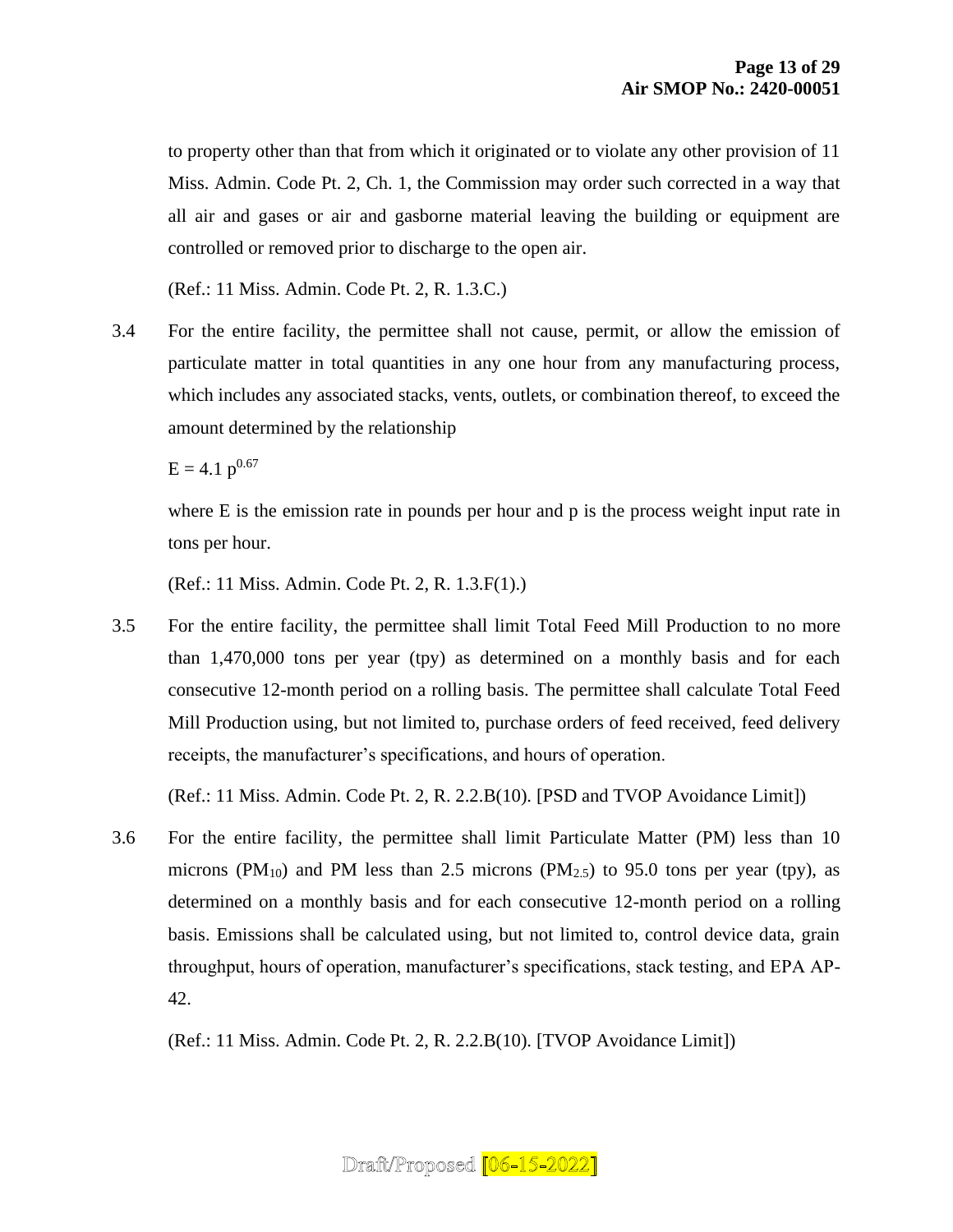to property other than that from which it originated or to violate any other provision of 11 Miss. Admin. Code Pt. 2, Ch. 1, the Commission may order such corrected in a way that all air and gases or air and gasborne material leaving the building or equipment are controlled or removed prior to discharge to the open air.

(Ref.: 11 Miss. Admin. Code Pt. 2, R. 1.3.C.)

3.4 For the entire facility, the permittee shall not cause, permit, or allow the emission of particulate matter in total quantities in any one hour from any manufacturing process, which includes any associated stacks, vents, outlets, or combination thereof, to exceed the amount determined by the relationship

$$E = 4.1\ p^{0.67}$$

where E is the emission rate in pounds per hour and p is the process weight input rate in tons per hour.

(Ref.: 11 Miss. Admin. Code Pt. 2, R. 1.3.F(1).)

3.5 For the entire facility, the permittee shall limit Total Feed Mill Production to no more than 1,470,000 tons per year (tpy) as determined on a monthly basis and for each consecutive 12-month period on a rolling basis. The permittee shall calculate Total Feed Mill Production using, but not limited to, purchase orders of feed received, feed delivery receipts, the manufacturer's specifications, and hours of operation.

(Ref.: 11 Miss. Admin. Code Pt. 2, R. 2.2.B(10). [PSD and TVOP Avoidance Limit])

3.6 For the entire facility, the permittee shall limit Particulate Matter (PM) less than 10 microns ($PM_{10}$) and PM less than 2.5 microns ($PM_{2.5}$) to 95.0 tons per year (tpy), as determined on a monthly basis and for each consecutive 12-month period on a rolling basis. Emissions shall be calculated using, but not limited to, control device data, grain throughput, hours of operation, manufacturer's specifications, stack testing, and EPA AP-42.

(Ref.: 11 Miss. Admin. Code Pt. 2, R. 2.2.B(10). [TVOP Avoidance Limit])

Draft/Proposed [06-15-2022]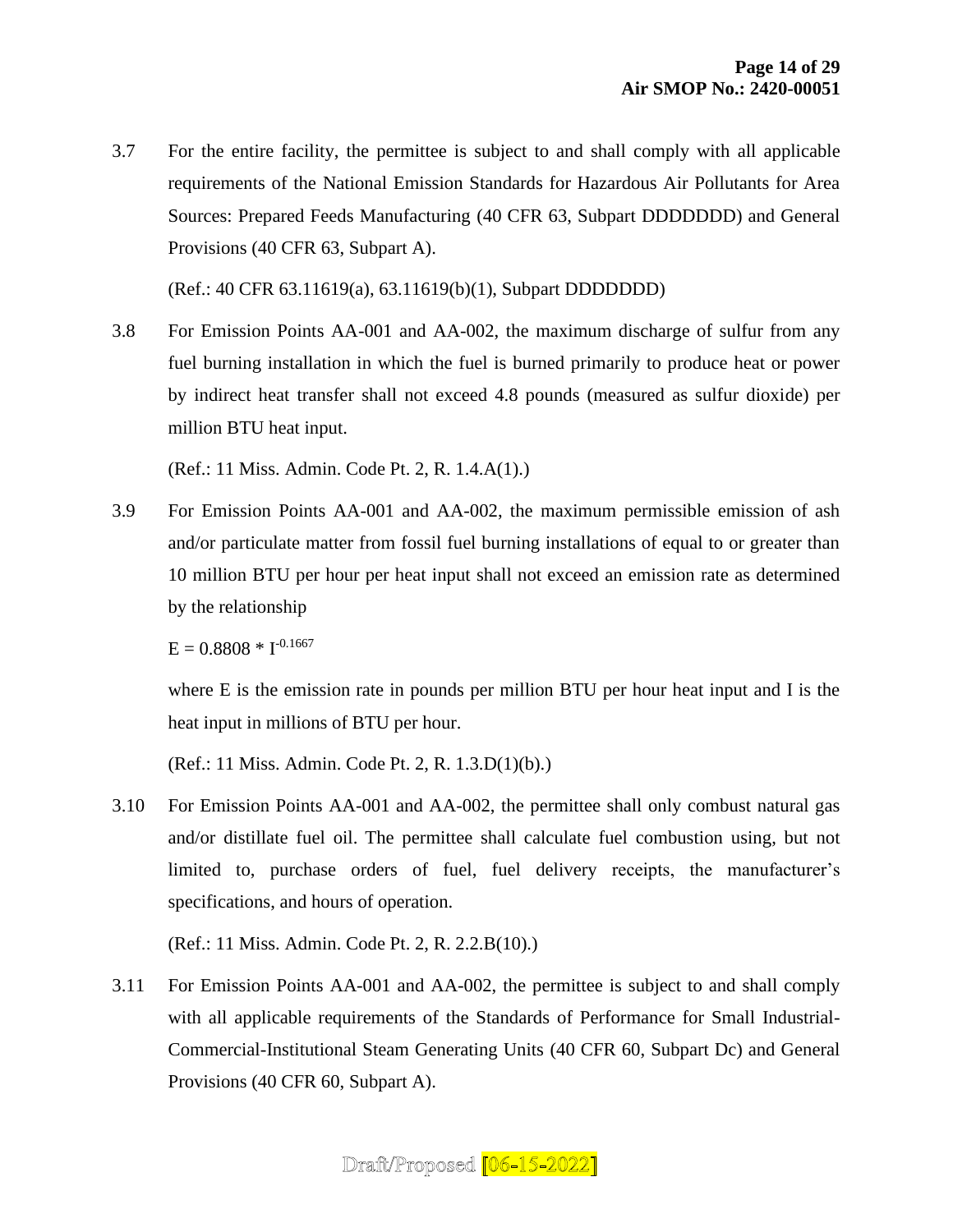3.7 For the entire facility, the permittee is subject to and shall comply with all applicable requirements of the National Emission Standards for Hazardous Air Pollutants for Area Sources: Prepared Feeds Manufacturing (40 CFR 63, Subpart DDDDDDD) and General Provisions (40 CFR 63, Subpart A).

(Ref.: 40 CFR 63.11619(a), 63.11619(b)(1), Subpart DDDDDDD)

3.8 For Emission Points AA-001 and AA-002, the maximum discharge of sulfur from any fuel burning installation in which the fuel is burned primarily to produce heat or power by indirect heat transfer shall not exceed 4.8 pounds (measured as sulfur dioxide) per million BTU heat input.

(Ref.: 11 Miss. Admin. Code Pt. 2, R. 1.4.A(1).)

3.9 For Emission Points AA-001 and AA-002, the maximum permissible emission of ash and/or particulate matter from fossil fuel burning installations of equal to or greater than 10 million BTU per hour per heat input shall not exceed an emission rate as determined by the relationship

$$E = 0.8808 * I^{-0.1667}$$

where E is the emission rate in pounds per million BTU per hour heat input and I is the heat input in millions of BTU per hour.

(Ref.: 11 Miss. Admin. Code Pt. 2, R. 1.3.D(1)(b).)

3.10 For Emission Points AA-001 and AA-002, the permittee shall only combust natural gas and/or distillate fuel oil. The permittee shall calculate fuel combustion using, but not limited to, purchase orders of fuel, fuel delivery receipts, the manufacturer's specifications, and hours of operation.

(Ref.: 11 Miss. Admin. Code Pt. 2, R. 2.2.B(10).)

3.11 For Emission Points AA-001 and AA-002, the permittee is subject to and shall comply with all applicable requirements of the Standards of Performance for Small Industrial-Commercial-Institutional Steam Generating Units (40 CFR 60, Subpart Dc) and General Provisions (40 CFR 60, Subpart A).

Draft/Proposed [06-15-2022]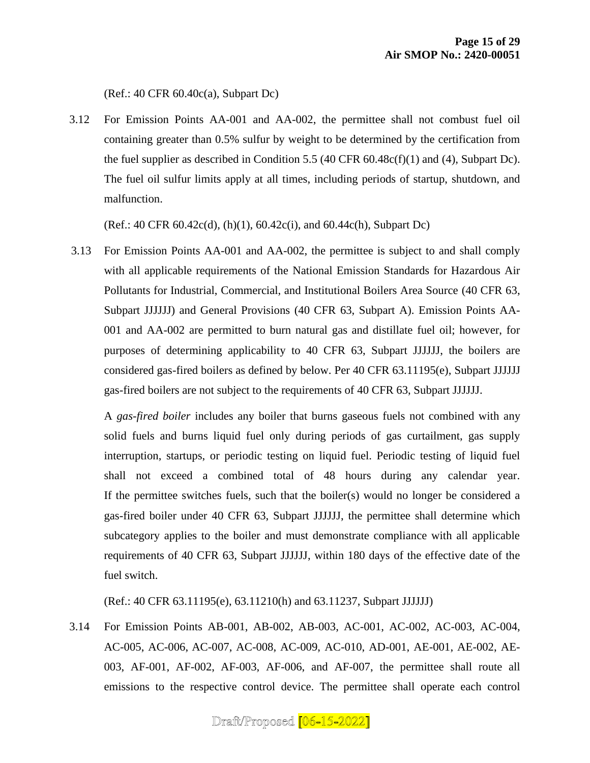(Ref.: 40 CFR 60.40c(a), Subpart Dc)

3.12 For Emission Points AA-001 and AA-002, the permittee shall not combust fuel oil containing greater than 0.5% sulfur by weight to be determined by the certification from the fuel supplier as described in Condition 5.5 (40 CFR 60.48c(f)(1) and (4), Subpart Dc). The fuel oil sulfur limits apply at all times, including periods of startup, shutdown, and malfunction.

(Ref.: 40 CFR 60.42c(d), (h)(1), 60.42c(i), and 60.44c(h), Subpart Dc)

3.13 For Emission Points AA-001 and AA-002, the permittee is subject to and shall comply with all applicable requirements of the National Emission Standards for Hazardous Air Pollutants for Industrial, Commercial, and Institutional Boilers Area Source (40 CFR 63, Subpart JJJJJJ) and General Provisions (40 CFR 63, Subpart A). Emission Points AA-001 and AA-002 are permitted to burn natural gas and distillate fuel oil; however, for purposes of determining applicability to 40 CFR 63, Subpart JJJJJJ, the boilers are considered gas-fired boilers as defined by below. Per 40 CFR 63.11195(e), Subpart JJJJJJ gas-fired boilers are not subject to the requirements of 40 CFR 63, Subpart JJJJJJ.

A *gas-fired boiler* includes any boiler that burns gaseous fuels not combined with any solid fuels and burns liquid fuel only during periods of gas curtailment, gas supply interruption, startups, or periodic testing on liquid fuel. Periodic testing of liquid fuel shall not exceed a combined total of 48 hours during any calendar year. If the permittee switches fuels, such that the boiler(s) would no longer be considered a gas-fired boiler under 40 CFR 63, Subpart JJJJJJ, the permittee shall determine which subcategory applies to the boiler and must demonstrate compliance with all applicable requirements of 40 CFR 63, Subpart JJJJJJ, within 180 days of the effective date of the fuel switch.

(Ref.: 40 CFR 63.11195(e), 63.11210(h) and 63.11237, Subpart JJJJJJ)

3.14 For Emission Points AB-001, AB-002, AB-003, AC-001, AC-002, AC-003, AC-004, AC-005, AC-006, AC-007, AC-008, AC-009, AC-010, AD-001, AE-001, AE-002, AE-003, AF-001, AF-002, AF-003, AF-006, and AF-007, the permittee shall route all emissions to the respective control device. The permittee shall operate each control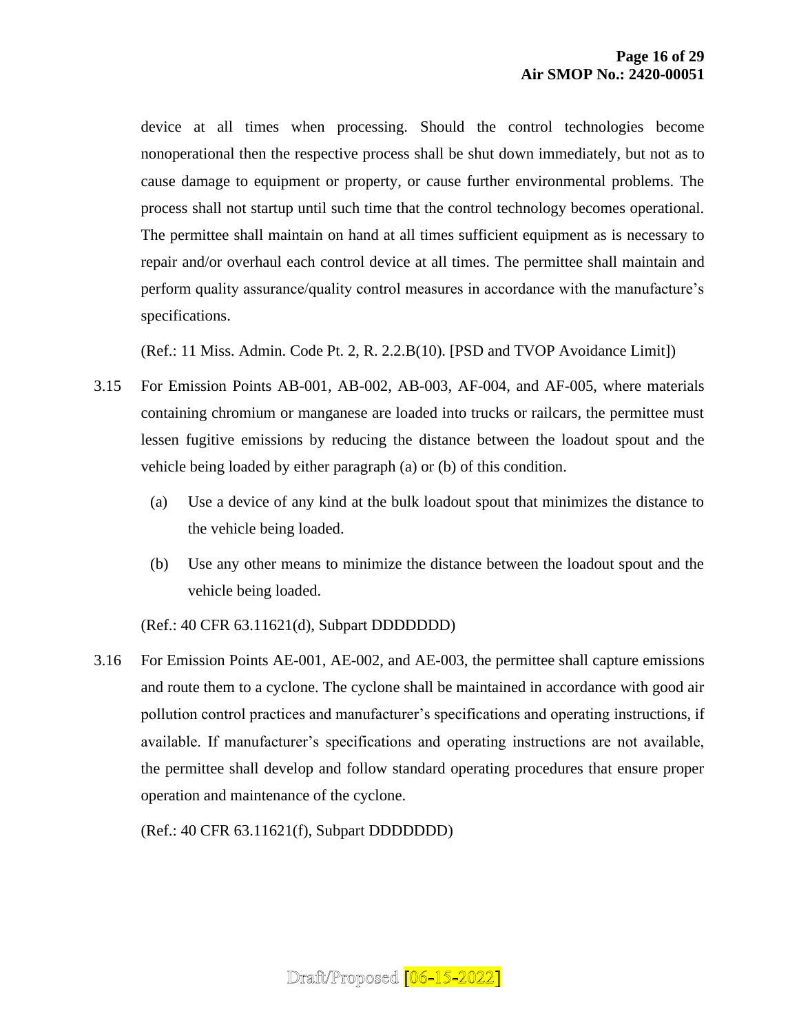device at all times when processing. Should the control technologies become nonoperational then the respective process shall be shut down immediately, but not as to cause damage to equipment or property, or cause further environmental problems. The process shall not startup until such time that the control technology becomes operational. The permittee shall maintain on hand at all times sufficient equipment as is necessary to repair and/or overhaul each control device at all times. The permittee shall maintain and perform quality assurance/quality control measures in accordance with the manufacture's specifications.

(Ref.: 11 Miss. Admin. Code Pt. 2, R. 2.2.B(10). [PSD and TVOP Avoidance Limit])

3.15 For Emission Points AB-001, AB-002, AB-003, AF-004, and AF-005, where materials containing chromium or manganese are loaded into trucks or railcars, the permittee must lessen fugitive emissions by reducing the distance between the loadout spout and the vehicle being loaded by either paragraph (a) or (b) of this condition.

(a) Use a device of any kind at the bulk loadout spout that minimizes the distance to the vehicle being loaded.

(b) Use any other means to minimize the distance between the loadout spout and the vehicle being loaded.

(Ref.: 40 CFR 63.11621(d), Subpart DDDDDDD)

3.16 For Emission Points AE-001, AE-002, and AE-003, the permittee shall capture emissions and route them to a cyclone. The cyclone shall be maintained in accordance with good air pollution control practices and manufacturer's specifications and operating instructions, if available. If manufacturer's specifications and operating instructions are not available, the permittee shall develop and follow standard operating procedures that ensure proper operation and maintenance of the cyclone.

(Ref.: 40 CFR 63.11621(f), Subpart DDDDDDD)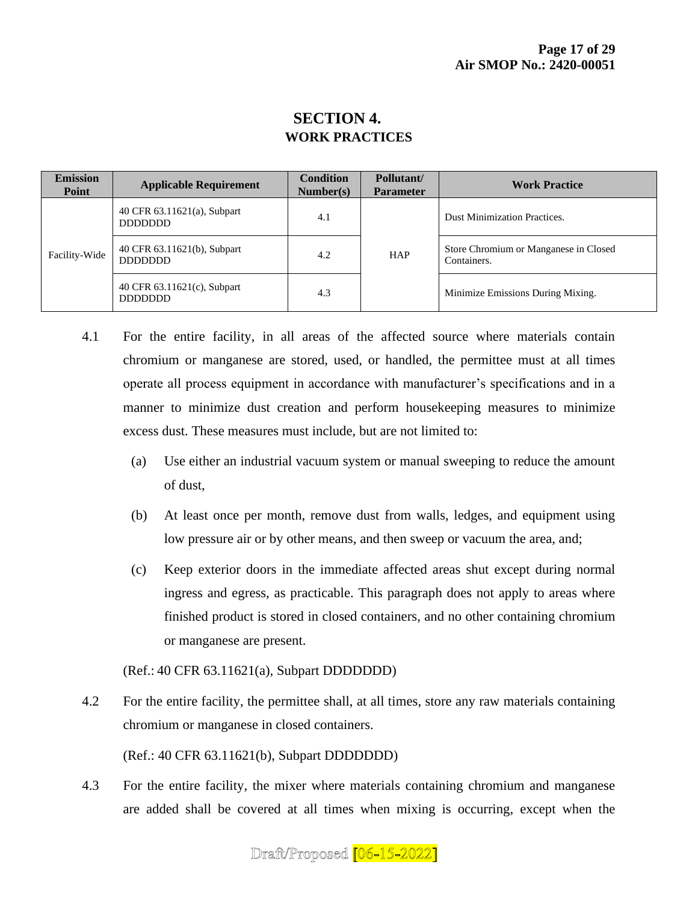# SECTION 4.
## WORK PRACTICES

| Emission Point | Applicable Requirement | Condition Number(s) | Pollutant/ Parameter | Work Practice |
|---|---|---|---|---|
| Facility-Wide | 40 CFR 63.11621(a), Subpart DDDDDDD | 4.1 | HAP | Dust Minimization Practices. |
| | 40 CFR 63.11621(b), Subpart DDDDDDD | 4.2 | | Store Chromium or Manganese in Closed Containers. |
| | 40 CFR 63.11621(c), Subpart DDDDDDD | 4.3 | | Minimize Emissions During Mixing. |

4.1 For the entire facility, in all areas of the affected source where materials contain chromium or manganese are stored, used, or handled, the permittee must at all times operate all process equipment in accordance with manufacturer's specifications and in a manner to minimize dust creation and perform housekeeping measures to minimize excess dust. These measures must include, but are not limited to:

(a) Use either an industrial vacuum system or manual sweeping to reduce the amount of dust,

(b) At least once per month, remove dust from walls, ledges, and equipment using low pressure air or by other means, and then sweep or vacuum the area, and;

(c) Keep exterior doors in the immediate affected areas shut except during normal ingress and egress, as practicable. This paragraph does not apply to areas where finished product is stored in closed containers, and no other containing chromium or manganese are present.

(Ref.: 40 CFR 63.11621(a), Subpart DDDDDDD)

4.2 For the entire facility, the permittee shall, at all times, store any raw materials containing chromium or manganese in closed containers.

(Ref.: 40 CFR 63.11621(b), Subpart DDDDDDD)

4.3 For the entire facility, the mixer where materials containing chromium and manganese are added shall be covered at all times when mixing is occurring, except when the

Draft/Proposed [06-15-2022]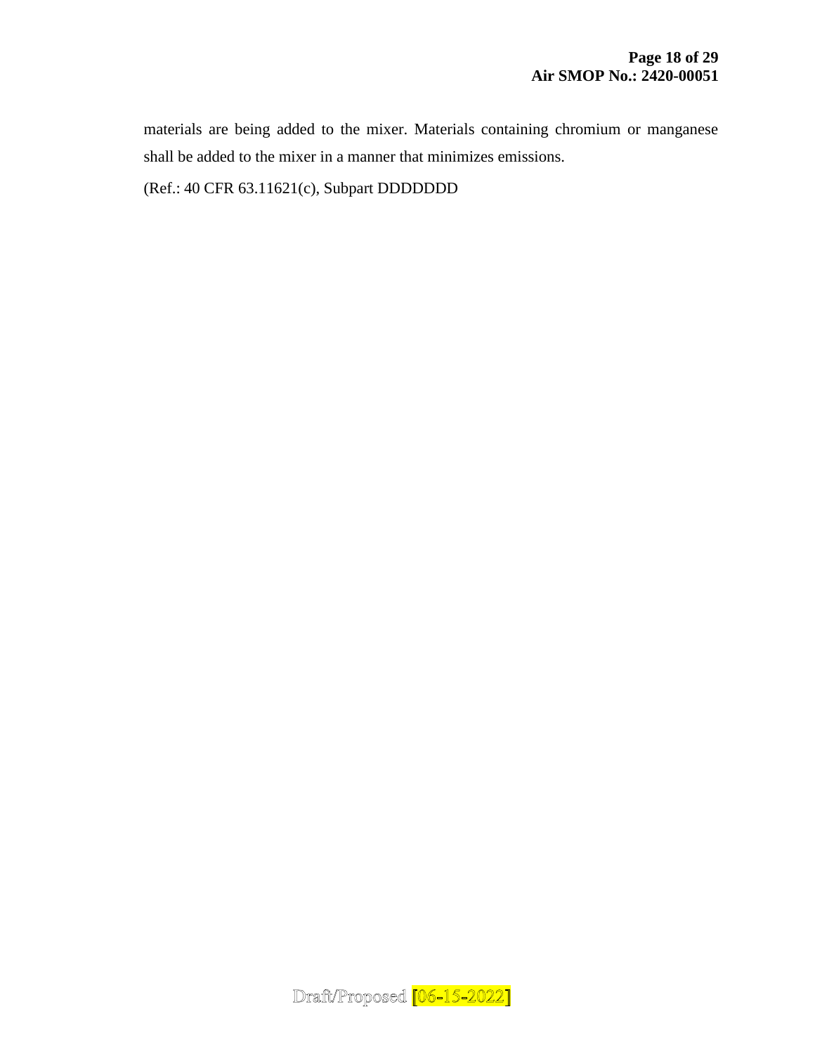materials are being added to the mixer. Materials containing chromium or manganese shall be added to the mixer in a manner that minimizes emissions.

(Ref.: 40 CFR 63.11621(c), Subpart DDDDDDD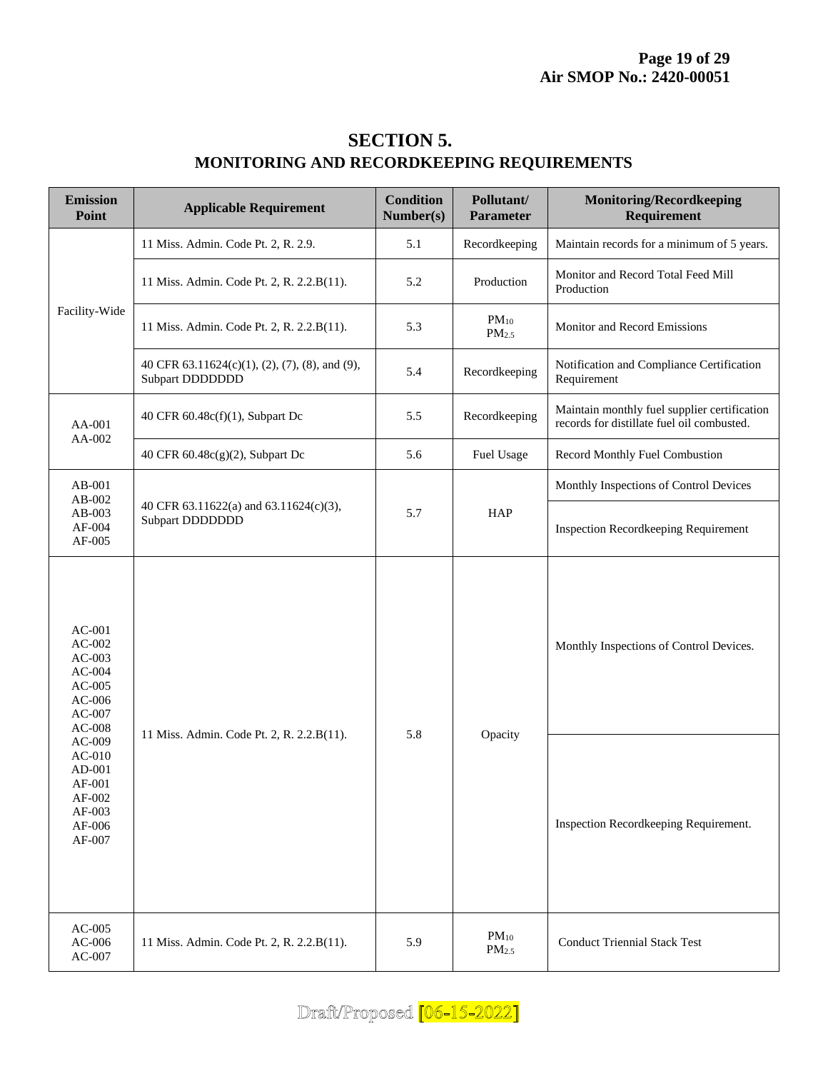# SECTION 5.
## MONITORING AND RECORDKEEPING REQUIREMENTS

| Emission Point | Applicable Requirement | Condition Number(s) | Pollutant/ Parameter | Monitoring/Recordkeeping Requirement |
|---|---|---|---|---|
| Facility-Wide | 11 Miss. Admin. Code Pt. 2, R. 2.9. | 5.1 | Recordkeeping | Maintain records for a minimum of 5 years. |
| | 11 Miss. Admin. Code Pt. 2, R. 2.2.B(11). | 5.2 | Production | Monitor and Record Total Feed Mill Production |
| | 11 Miss. Admin. Code Pt. 2, R. 2.2.B(11). | 5.3 | $PM_{10}$ $PM_{2.5}$ | Monitor and Record Emissions |
| | 40 CFR 63.11624(c)(1), (2), (7), (8), and (9), Subpart DDDDDDD | 5.4 | Recordkeeping | Notification and Compliance Certification Requirement |
| AA-001 AA-002 | 40 CFR 60.48c(f)(1), Subpart Dc | 5.5 | Recordkeeping | Maintain monthly fuel supplier certification records for distillate fuel oil combusted. |
| | 40 CFR 60.48c(g)(2), Subpart Dc | 5.6 | Fuel Usage | Record Monthly Fuel Combustion |
| AB-001 AB-002 AB-003 AF-004 AF-005 | 40 CFR 63.11622(a) and 63.11624(c)(3), Subpart DDDDDDD | 5.7 | HAP | Monthly Inspections of Control Devices |
| | | | | Inspection Recordkeeping Requirement |
| AC-001 AC-002 AC-003 AC-004 AC-005 AC-006 AC-007 AC-008 AC-009 AC-010 AD-001 AF-001 AF-002 AF-003 AF-006 AF-007 | 11 Miss. Admin. Code Pt. 2, R. 2.2.B(11). | 5.8 | Opacity | Monthly Inspections of Control Devices. |
| | | | | Inspection Recordkeeping Requirement. |
| AC-005 AC-006 AC-007 | 11 Miss. Admin. Code Pt. 2, R. 2.2.B(11). | 5.9 | $PM_{10}$ $PM_{2.5}$ | Conduct Triennial Stack Test |

Draft/Proposed [06-15-2022]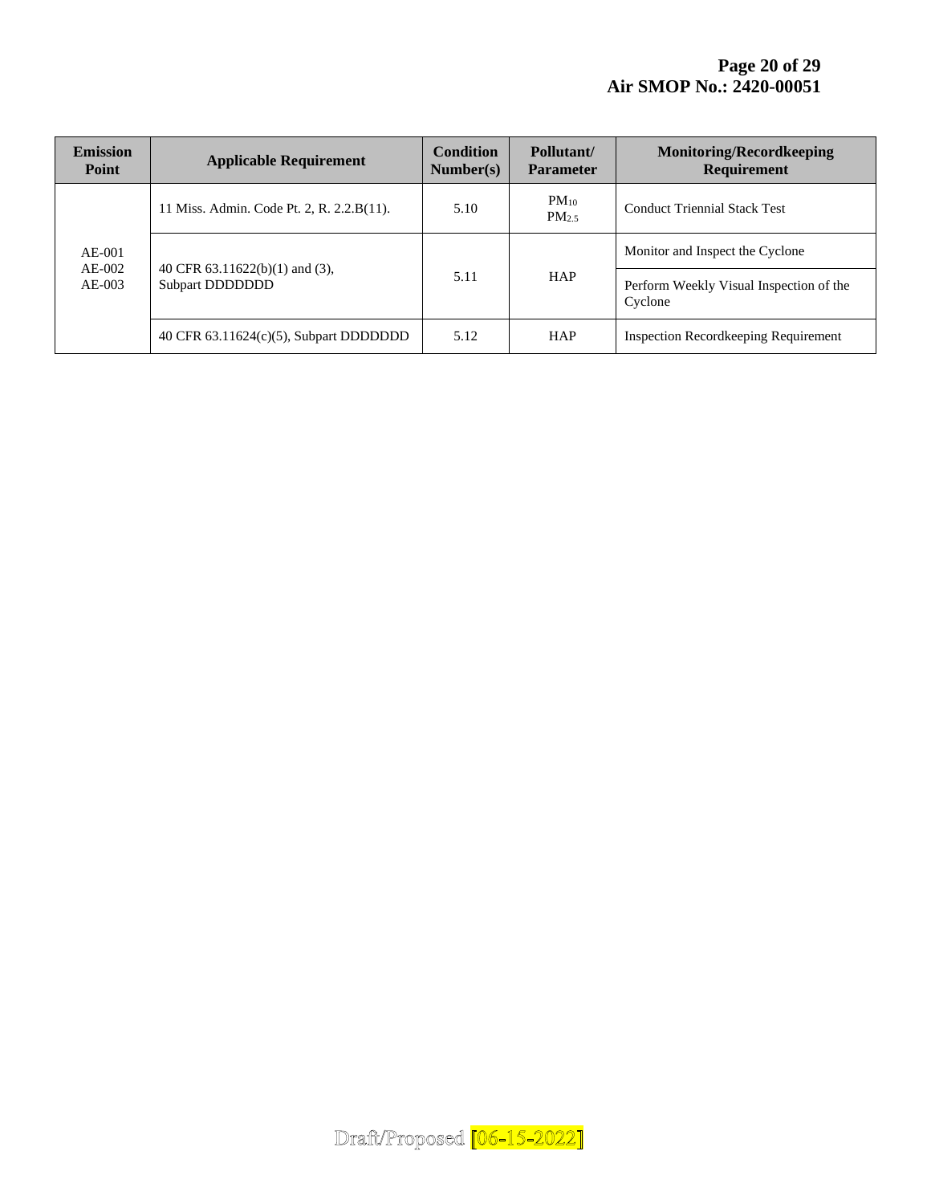| Emission Point | Applicable Requirement | Condition Number(s) | Pollutant/ Parameter | Monitoring/Recordkeeping Requirement |
|---|---|---|---|---|
| AE-001 AE-002 AE-003 | 11 Miss. Admin. Code Pt. 2, R. 2.2.B(11). | 5.10 | $PM_{10}$ $PM_{2.5}$ | Conduct Triennial Stack Test |
| | 40 CFR 63.11622(b)(1) and (3), Subpart DDDDDDD | 5.11 | HAP | Monitor and Inspect the Cyclone |
| | | | | Perform Weekly Visual Inspection of the Cyclone |
| | 40 CFR 63.11624(c)(5), Subpart DDDDDDD | 5.12 | HAP | Inspection Recordkeeping Requirement |

Draft/Proposed [06-15-2022]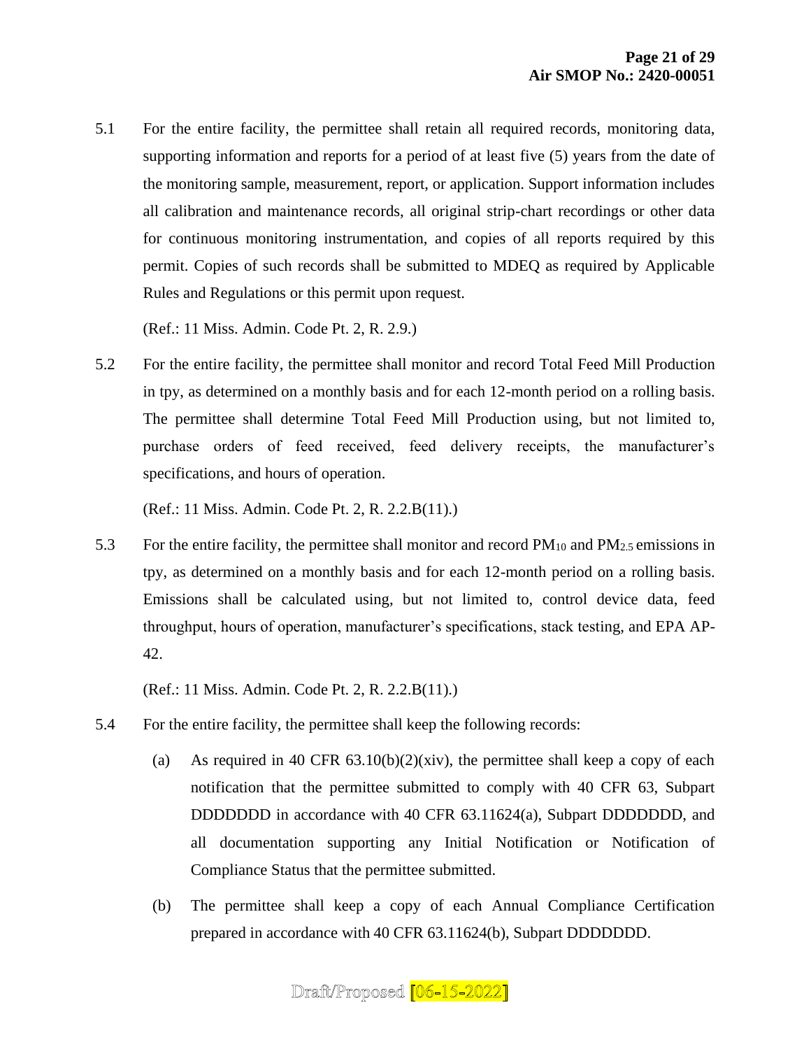5.1 For the entire facility, the permittee shall retain all required records, monitoring data, supporting information and reports for a period of at least five (5) years from the date of the monitoring sample, measurement, report, or application. Support information includes all calibration and maintenance records, all original strip-chart recordings or other data for continuous monitoring instrumentation, and copies of all reports required by this permit. Copies of such records shall be submitted to MDEQ as required by Applicable Rules and Regulations or this permit upon request.

(Ref.: 11 Miss. Admin. Code Pt. 2, R. 2.9.)

5.2 For the entire facility, the permittee shall monitor and record Total Feed Mill Production in tpy, as determined on a monthly basis and for each 12-month period on a rolling basis. The permittee shall determine Total Feed Mill Production using, but not limited to, purchase orders of feed received, feed delivery receipts, the manufacturer's specifications, and hours of operation.

(Ref.: 11 Miss. Admin. Code Pt. 2, R. 2.2.B(11).)

5.3 For the entire facility, the permittee shall monitor and record $PM_{10}$ and $PM_{2.5}$ emissions in tpy, as determined on a monthly basis and for each 12-month period on a rolling basis. Emissions shall be calculated using, but not limited to, control device data, feed throughput, hours of operation, manufacturer's specifications, stack testing, and EPA AP-42.

(Ref.: 11 Miss. Admin. Code Pt. 2, R. 2.2.B(11).)

5.4 For the entire facility, the permittee shall keep the following records:

(a) As required in 40 CFR 63.10(b)(2)(xiv), the permittee shall keep a copy of each notification that the permittee submitted to comply with 40 CFR 63, Subpart DDDDDDD in accordance with 40 CFR 63.11624(a), Subpart DDDDDDD, and all documentation supporting any Initial Notification or Notification of Compliance Status that the permittee submitted.

(b) The permittee shall keep a copy of each Annual Compliance Certification prepared in accordance with 40 CFR 63.11624(b), Subpart DDDDDDD.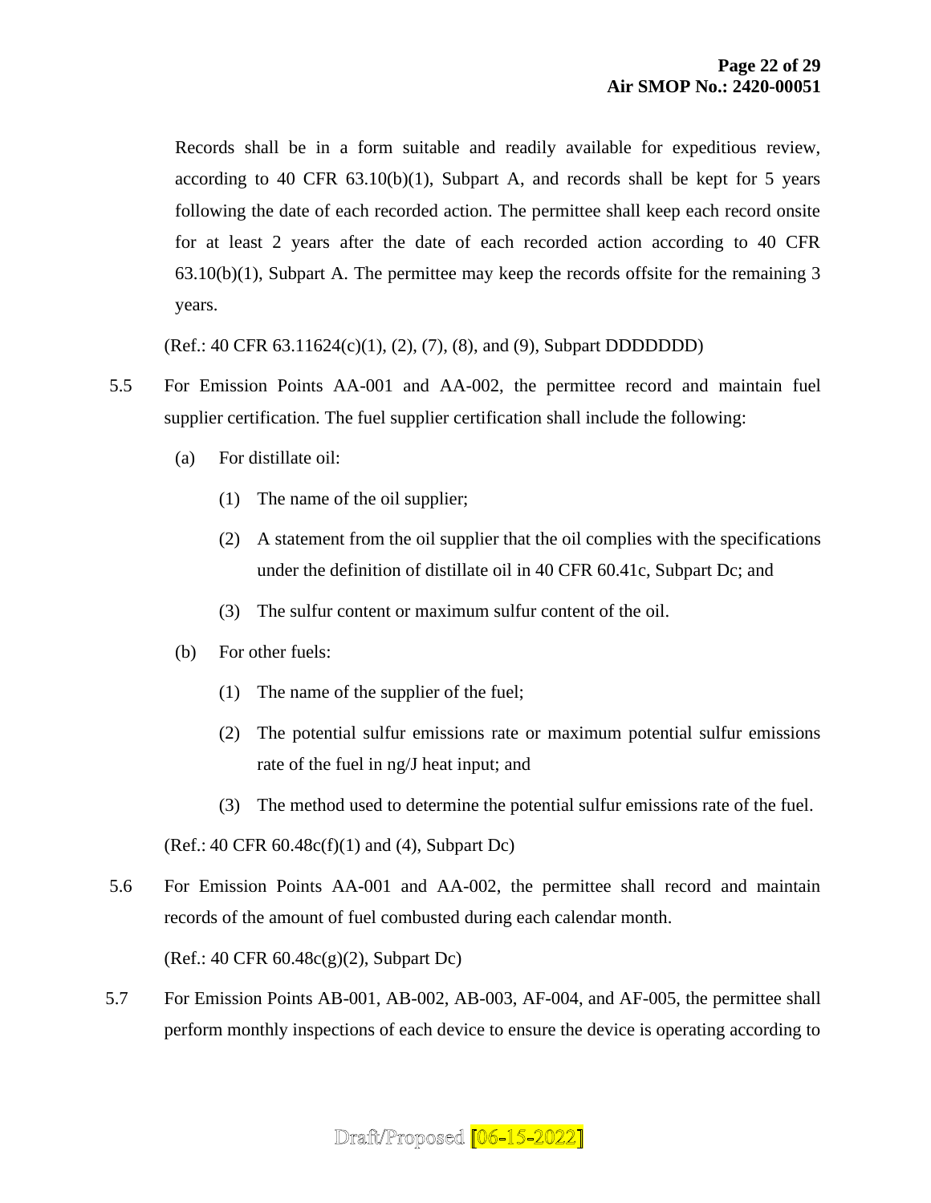Records shall be in a form suitable and readily available for expeditious review, according to 40 CFR 63.10(b)(1), Subpart A, and records shall be kept for 5 years following the date of each recorded action. The permittee shall keep each record onsite for at least 2 years after the date of each recorded action according to 40 CFR 63.10(b)(1), Subpart A. The permittee may keep the records offsite for the remaining 3 years.

(Ref.: 40 CFR 63.11624(c)(1), (2), (7), (8), and (9), Subpart DDDDDDD)

5.5 For Emission Points AA-001 and AA-002, the permittee record and maintain fuel supplier certification. The fuel supplier certification shall include the following:

(a) For distillate oil:

(1) The name of the oil supplier;

(2) A statement from the oil supplier that the oil complies with the specifications under the definition of distillate oil in 40 CFR 60.41c, Subpart Dc; and

(3) The sulfur content or maximum sulfur content of the oil.

(b) For other fuels:

(1) The name of the supplier of the fuel;

(2) The potential sulfur emissions rate or maximum potential sulfur emissions rate of the fuel in ng/J heat input; and

(3) The method used to determine the potential sulfur emissions rate of the fuel.

(Ref.: 40 CFR 60.48c(f)(1) and (4), Subpart Dc)

5.6 For Emission Points AA-001 and AA-002, the permittee shall record and maintain records of the amount of fuel combusted during each calendar month.

(Ref.: 40 CFR 60.48c(g)(2), Subpart Dc)

5.7 For Emission Points AB-001, AB-002, AB-003, AF-004, and AF-005, the permittee shall perform monthly inspections of each device to ensure the device is operating according to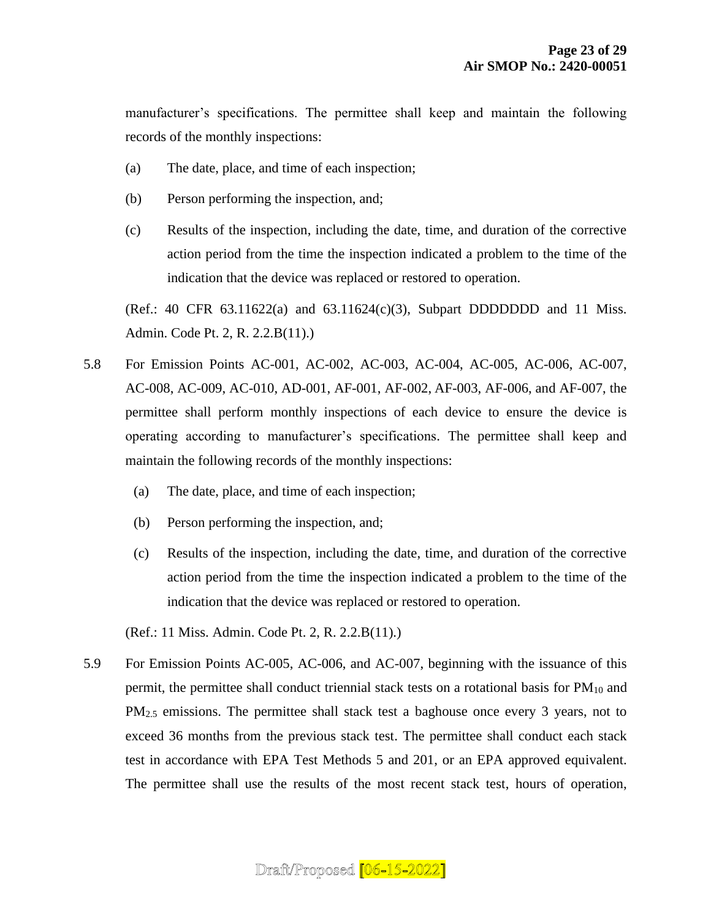manufacturer's specifications. The permittee shall keep and maintain the following records of the monthly inspections:

(a) The date, place, and time of each inspection;

(b) Person performing the inspection, and;

(c) Results of the inspection, including the date, time, and duration of the corrective action period from the time the inspection indicated a problem to the time of the indication that the device was replaced or restored to operation.

(Ref.: 40 CFR 63.11622(a) and 63.11624(c)(3), Subpart DDDDDDD and 11 Miss. Admin. Code Pt. 2, R. 2.2.B(11).)

5.8 For Emission Points AC-001, AC-002, AC-003, AC-004, AC-005, AC-006, AC-007, AC-008, AC-009, AC-010, AD-001, AF-001, AF-002, AF-003, AF-006, and AF-007, the permittee shall perform monthly inspections of each device to ensure the device is operating according to manufacturer's specifications. The permittee shall keep and maintain the following records of the monthly inspections:

(a) The date, place, and time of each inspection;

(b) Person performing the inspection, and;

(c) Results of the inspection, including the date, time, and duration of the corrective action period from the time the inspection indicated a problem to the time of the indication that the device was replaced or restored to operation.

(Ref.: 11 Miss. Admin. Code Pt. 2, R. 2.2.B(11).)

5.9 For Emission Points AC-005, AC-006, and AC-007, beginning with the issuance of this permit, the permittee shall conduct triennial stack tests on a rotational basis for $PM_{10}$ and $PM_{2.5}$ emissions. The permittee shall stack test a baghouse once every 3 years, not to exceed 36 months from the previous stack test. The permittee shall conduct each stack test in accordance with EPA Test Methods 5 and 201, or an EPA approved equivalent. The permittee shall use the results of the most recent stack test, hours of operation,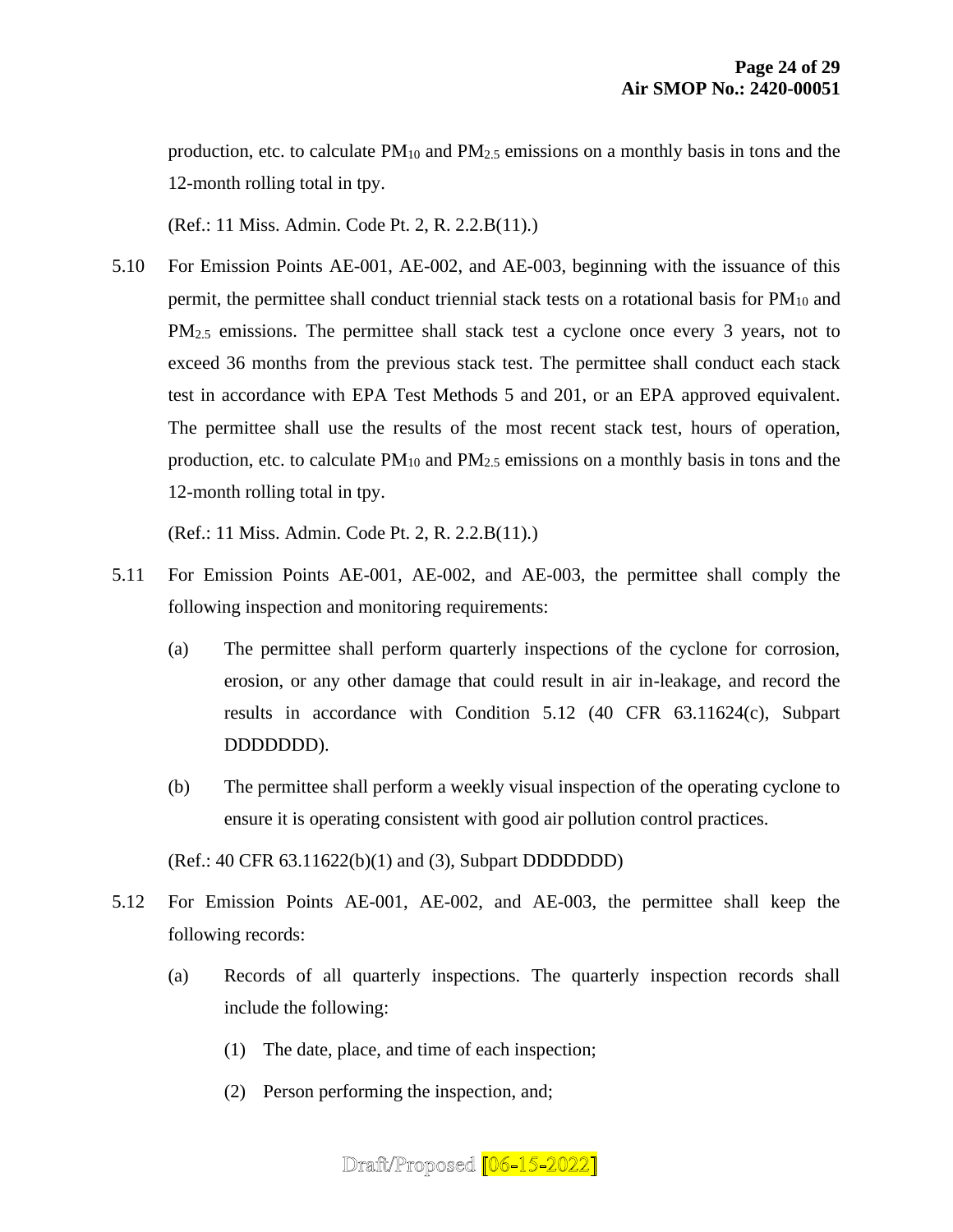production, etc. to calculate $PM_{10}$ and $PM_{2.5}$ emissions on a monthly basis in tons and the 12-month rolling total in tpy.

(Ref.: 11 Miss. Admin. Code Pt. 2, R. 2.2.B(11).)

5.10 For Emission Points AE-001, AE-002, and AE-003, beginning with the issuance of this permit, the permittee shall conduct triennial stack tests on a rotational basis for $PM_{10}$ and $PM_{2.5}$ emissions. The permittee shall stack test a cyclone once every 3 years, not to exceed 36 months from the previous stack test. The permittee shall conduct each stack test in accordance with EPA Test Methods 5 and 201, or an EPA approved equivalent. The permittee shall use the results of the most recent stack test, hours of operation, production, etc. to calculate $PM_{10}$ and $PM_{2.5}$ emissions on a monthly basis in tons and the 12-month rolling total in tpy.

(Ref.: 11 Miss. Admin. Code Pt. 2, R. 2.2.B(11).)

5.11 For Emission Points AE-001, AE-002, and AE-003, the permittee shall comply the following inspection and monitoring requirements:

(a) The permittee shall perform quarterly inspections of the cyclone for corrosion, erosion, or any other damage that could result in air in-leakage, and record the results in accordance with Condition 5.12 (40 CFR 63.11624(c), Subpart DDDDDDD).

(b) The permittee shall perform a weekly visual inspection of the operating cyclone to ensure it is operating consistent with good air pollution control practices.

(Ref.: 40 CFR 63.11622(b)(1) and (3), Subpart DDDDDDD)

5.12 For Emission Points AE-001, AE-002, and AE-003, the permittee shall keep the following records:

(a) Records of all quarterly inspections. The quarterly inspection records shall include the following:

(1) The date, place, and time of each inspection;

(2) Person performing the inspection, and;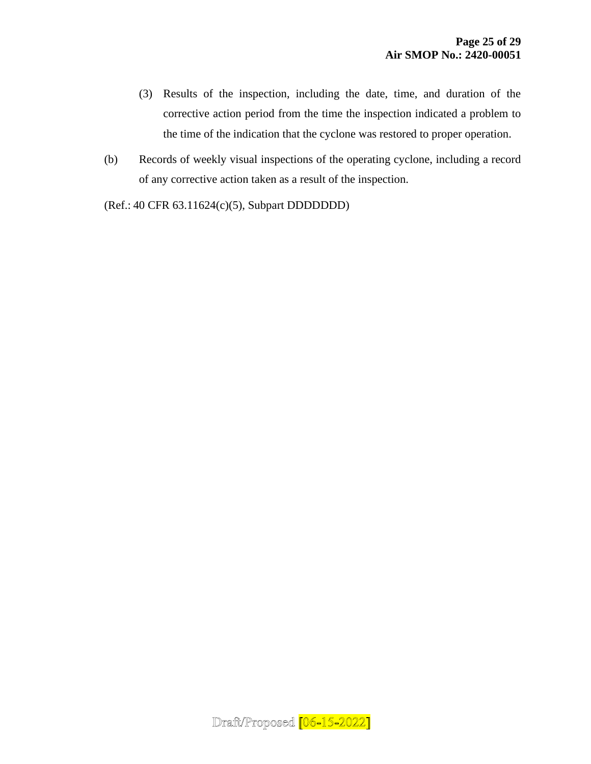(3) Results of the inspection, including the date, time, and duration of the corrective action period from the time the inspection indicated a problem to the time of the indication that the cyclone was restored to proper operation.

(b) Records of weekly visual inspections of the operating cyclone, including a record of any corrective action taken as a result of the inspection.

(Ref.: 40 CFR 63.11624(c)(5), Subpart DDDDDDD)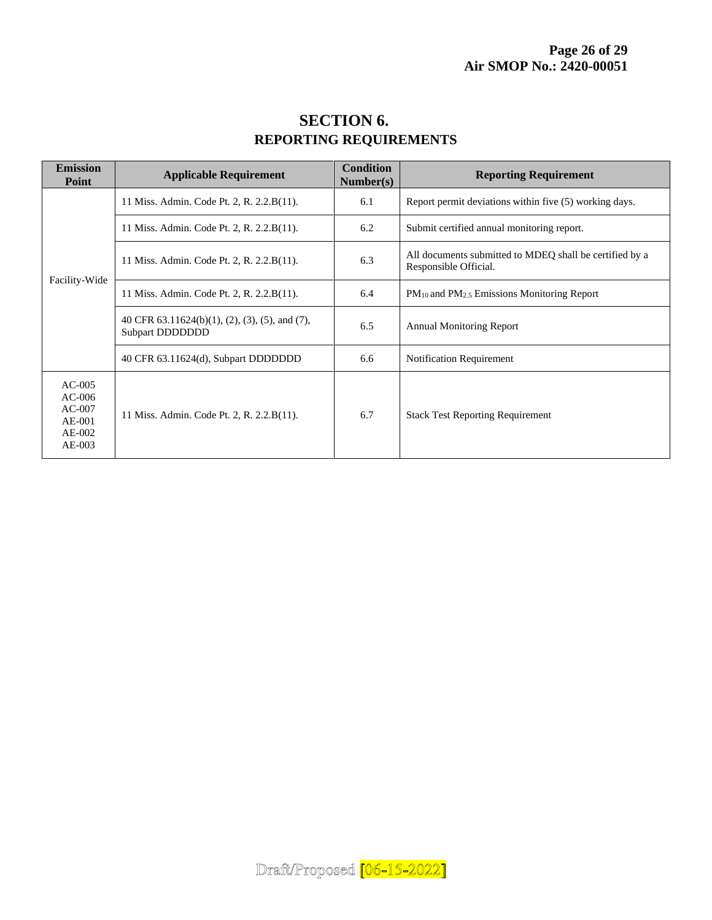# SECTION 6.
## REPORTING REQUIREMENTS

| Emission Point | Applicable Requirement | Condition Number(s) | Reporting Requirement |
|---|---|---|---|
| Facility-Wide | 11 Miss. Admin. Code Pt. 2, R. 2.2.B(11). | 6.1 | Report permit deviations within five (5) working days. |
| | 11 Miss. Admin. Code Pt. 2, R. 2.2.B(11). | 6.2 | Submit certified annual monitoring report. |
| | 11 Miss. Admin. Code Pt. 2, R. 2.2.B(11). | 6.3 | All documents submitted to MDEQ shall be certified by a Responsible Official. |
| | 11 Miss. Admin. Code Pt. 2, R. 2.2.B(11). | 6.4 | $PM_{10}$ and $PM_{2.5}$ Emissions Monitoring Report |
| | 40 CFR 63.11624(b)(1), (2), (3), (5), and (7), Subpart DDDDDDD | 6.5 | Annual Monitoring Report |
| | 40 CFR 63.11624(d), Subpart DDDDDDD | 6.6 | Notification Requirement |
| AC-005<br>AC-006<br>AC-007<br>AE-001<br>AE-002<br>AE-003 | 11 Miss. Admin. Code Pt. 2, R. 2.2.B(11). | 6.7 | Stack Test Reporting Requirement |

Draft/Proposed [06-15-2022]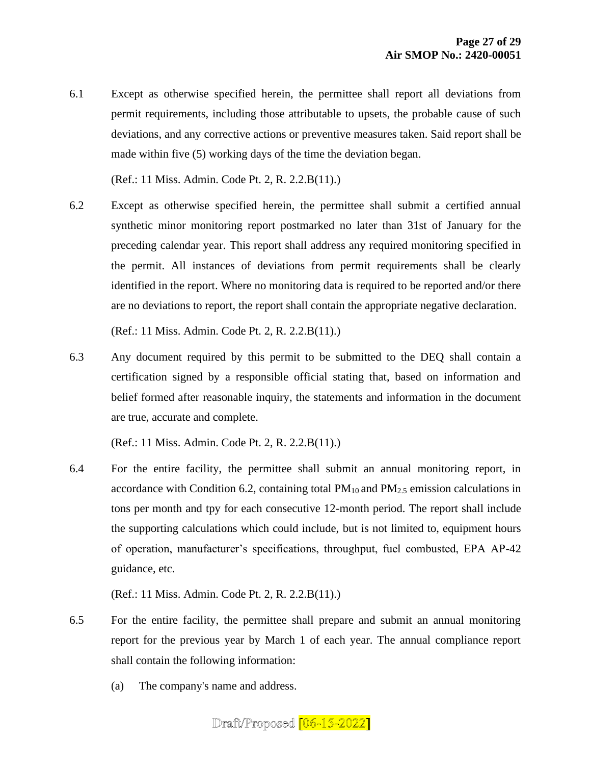6.1 Except as otherwise specified herein, the permittee shall report all deviations from permit requirements, including those attributable to upsets, the probable cause of such deviations, and any corrective actions or preventive measures taken. Said report shall be made within five (5) working days of the time the deviation began.

(Ref.: 11 Miss. Admin. Code Pt. 2, R. 2.2.B(11).)

6.2 Except as otherwise specified herein, the permittee shall submit a certified annual synthetic minor monitoring report postmarked no later than 31st of January for the preceding calendar year. This report shall address any required monitoring specified in the permit. All instances of deviations from permit requirements shall be clearly identified in the report. Where no monitoring data is required to be reported and/or there are no deviations to report, the report shall contain the appropriate negative declaration.

(Ref.: 11 Miss. Admin. Code Pt. 2, R. 2.2.B(11).)

6.3 Any document required by this permit to be submitted to the DEQ shall contain a certification signed by a responsible official stating that, based on information and belief formed after reasonable inquiry, the statements and information in the document are true, accurate and complete.

(Ref.: 11 Miss. Admin. Code Pt. 2, R. 2.2.B(11).)

6.4 For the entire facility, the permittee shall submit an annual monitoring report, in accordance with Condition 6.2, containing total $PM_{10}$ and $PM_{2.5}$ emission calculations in tons per month and tpy for each consecutive 12-month period. The report shall include the supporting calculations which could include, but is not limited to, equipment hours of operation, manufacturer's specifications, throughput, fuel combusted, EPA AP-42 guidance, etc.

(Ref.: 11 Miss. Admin. Code Pt. 2, R. 2.2.B(11).)

6.5 For the entire facility, the permittee shall prepare and submit an annual monitoring report for the previous year by March 1 of each year. The annual compliance report shall contain the following information:

(a) The company's name and address.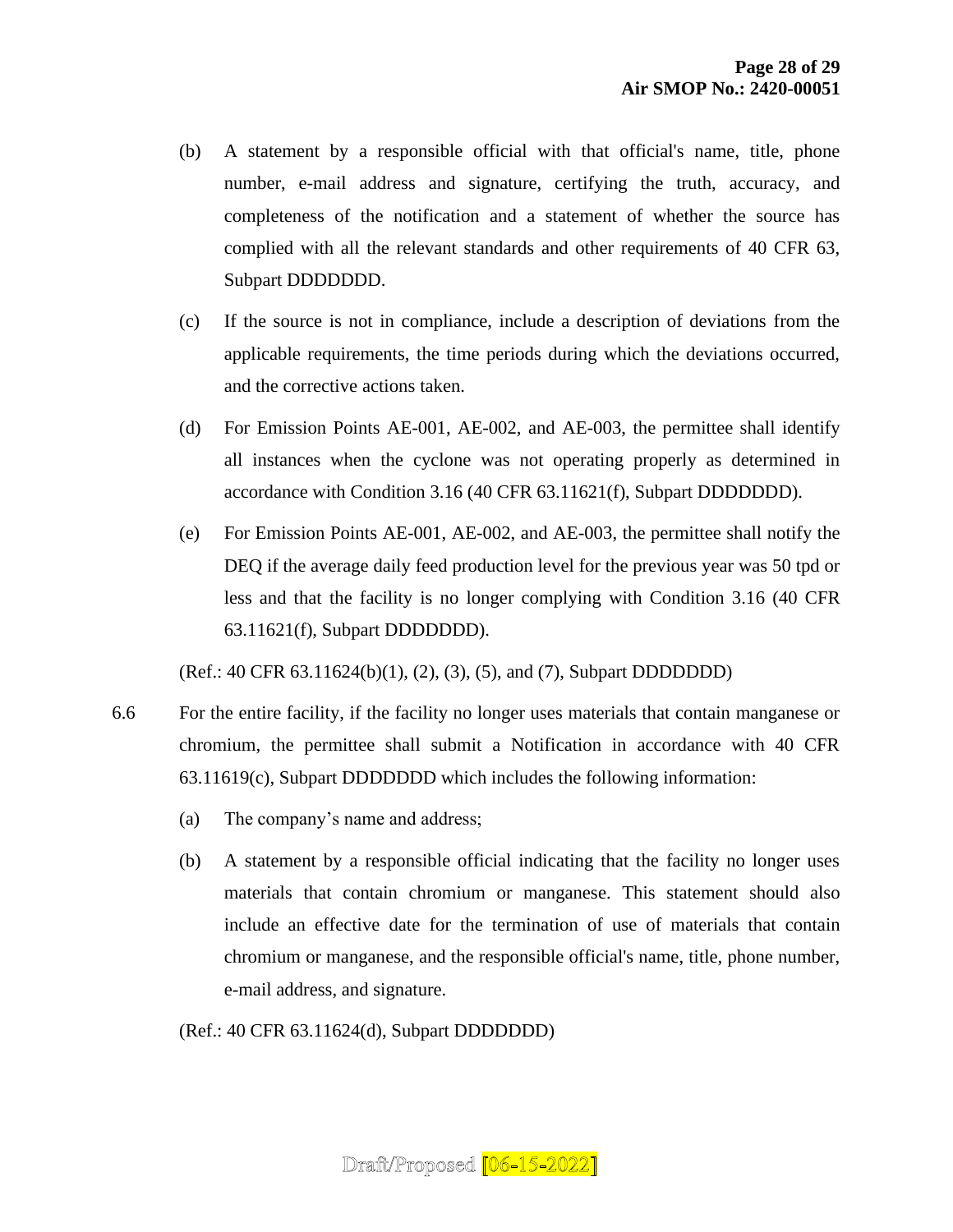(b) A statement by a responsible official with that official's name, title, phone number, e-mail address and signature, certifying the truth, accuracy, and completeness of the notification and a statement of whether the source has complied with all the relevant standards and other requirements of 40 CFR 63, Subpart DDDDDDD.

(c) If the source is not in compliance, include a description of deviations from the applicable requirements, the time periods during which the deviations occurred, and the corrective actions taken.

(d) For Emission Points AE-001, AE-002, and AE-003, the permittee shall identify all instances when the cyclone was not operating properly as determined in accordance with Condition 3.16 (40 CFR 63.11621(f), Subpart DDDDDDD).

(e) For Emission Points AE-001, AE-002, and AE-003, the permittee shall notify the DEQ if the average daily feed production level for the previous year was 50 tpd or less and that the facility is no longer complying with Condition 3.16 (40 CFR 63.11621(f), Subpart DDDDDDD).

(Ref.: 40 CFR 63.11624(b)(1), (2), (3), (5), and (7), Subpart DDDDDDD)

6.6 For the entire facility, if the facility no longer uses materials that contain manganese or chromium, the permittee shall submit a Notification in accordance with 40 CFR 63.11619(c), Subpart DDDDDDD which includes the following information:

(a) The company's name and address;

(b) A statement by a responsible official indicating that the facility no longer uses materials that contain chromium or manganese. This statement should also include an effective date for the termination of use of materials that contain chromium or manganese, and the responsible official's name, title, phone number, e-mail address, and signature.

(Ref.: 40 CFR 63.11624(d), Subpart DDDDDDD)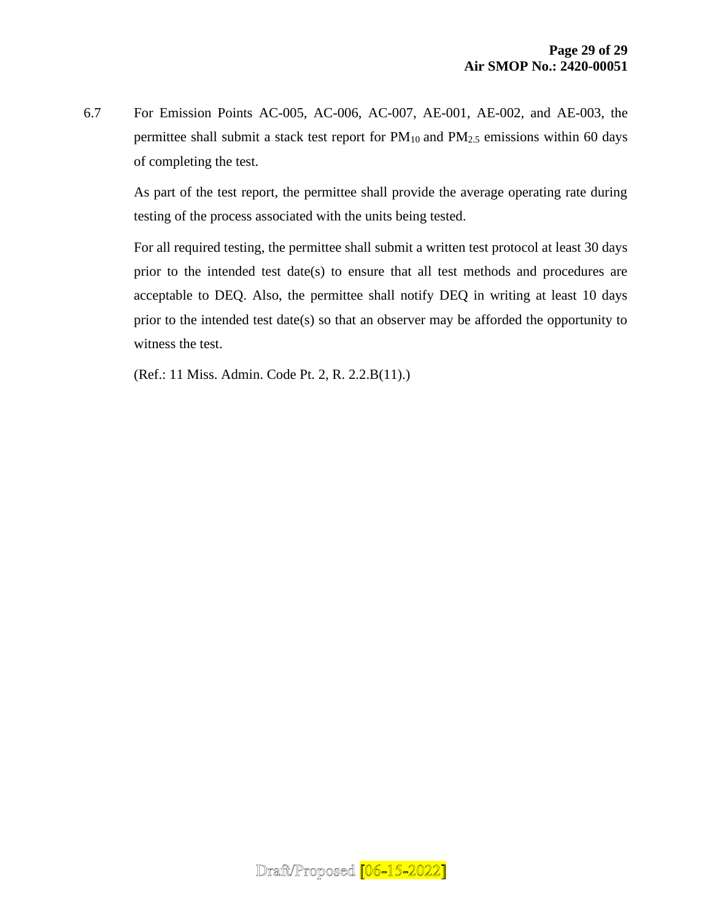6.7 For Emission Points AC-005, AC-006, AC-007, AE-001, AE-002, and AE-003, the permittee shall submit a stack test report for $PM_{10}$ and $PM_{2.5}$ emissions within 60 days of completing the test.

As part of the test report, the permittee shall provide the average operating rate during testing of the process associated with the units being tested.

For all required testing, the permittee shall submit a written test protocol at least 30 days prior to the intended test date(s) to ensure that all test methods and procedures are acceptable to DEQ. Also, the permittee shall notify DEQ in writing at least 10 days prior to the intended test date(s) so that an observer may be afforded the opportunity to witness the test.

(Ref.: 11 Miss. Admin. Code Pt. 2, R. 2.2.B(11).)